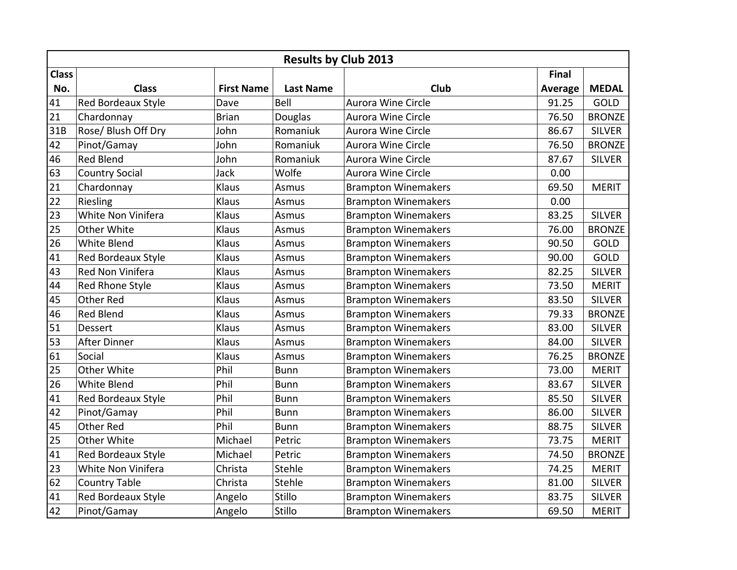| Results by Club 2013 | | | | | | |
|---|---|---|---|---|---|---|
| Class No. | Class | First Name | Last Name | Club | Final Average | MEDAL |
| 41 | Red Bordeaux Style | Dave | Bell | Aurora Wine Circle | 91.25 | GOLD |
| 21 | Chardonnay | Brian | Douglas | Aurora Wine Circle | 76.50 | BRONZE |
| 31B | Rose/ Blush Off Dry | John | Romaniuk | Aurora Wine Circle | 86.67 | SILVER |
| 42 | Pinot/Gamay | John | Romaniuk | Aurora Wine Circle | 76.50 | BRONZE |
| 46 | Red Blend | John | Romaniuk | Aurora Wine Circle | 87.67 | SILVER |
| 63 | Country Social | Jack | Wolfe | Aurora Wine Circle | 0.00 | |
| 21 | Chardonnay | Klaus | Asmus | Brampton Winemakers | 69.50 | MERIT |
| 22 | Riesling | Klaus | Asmus | Brampton Winemakers | 0.00 | |
| 23 | White Non Vinifera | Klaus | Asmus | Brampton Winemakers | 83.25 | SILVER |
| 25 | Other White | Klaus | Asmus | Brampton Winemakers | 76.00 | BRONZE |
| 26 | White Blend | Klaus | Asmus | Brampton Winemakers | 90.50 | GOLD |
| 41 | Red Bordeaux Style | Klaus | Asmus | Brampton Winemakers | 90.00 | GOLD |
| 43 | Red Non Vinifera | Klaus | Asmus | Brampton Winemakers | 82.25 | SILVER |
| 44 | Red Rhone Style | Klaus | Asmus | Brampton Winemakers | 73.50 | MERIT |
| 45 | Other Red | Klaus | Asmus | Brampton Winemakers | 83.50 | SILVER |
| 46 | Red Blend | Klaus | Asmus | Brampton Winemakers | 79.33 | BRONZE |
| 51 | Dessert | Klaus | Asmus | Brampton Winemakers | 83.00 | SILVER |
| 53 | After Dinner | Klaus | Asmus | Brampton Winemakers | 84.00 | SILVER |
| 61 | Social | Klaus | Asmus | Brampton Winemakers | 76.25 | BRONZE |
| 25 | Other White | Phil | Bunn | Brampton Winemakers | 73.00 | MERIT |
| 26 | White Blend | Phil | Bunn | Brampton Winemakers | 83.67 | SILVER |
| 41 | Red Bordeaux Style | Phil | Bunn | Brampton Winemakers | 85.50 | SILVER |
| 42 | Pinot/Gamay | Phil | Bunn | Brampton Winemakers | 86.00 | SILVER |
| 45 | Other Red | Phil | Bunn | Brampton Winemakers | 88.75 | SILVER |
| 25 | Other White | Michael | Petric | Brampton Winemakers | 73.75 | MERIT |
| 41 | Red Bordeaux Style | Michael | Petric | Brampton Winemakers | 74.50 | BRONZE |
| 23 | White Non Vinifera | Christa | Stehle | Brampton Winemakers | 74.25 | MERIT |
| 62 | Country Table | Christa | Stehle | Brampton Winemakers | 81.00 | SILVER |
| 41 | Red Bordeaux Style | Angelo | Stillo | Brampton Winemakers | 83.75 | SILVER |
| 42 | Pinot/Gamay | Angelo | Stillo | Brampton Winemakers | 69.50 | MERIT |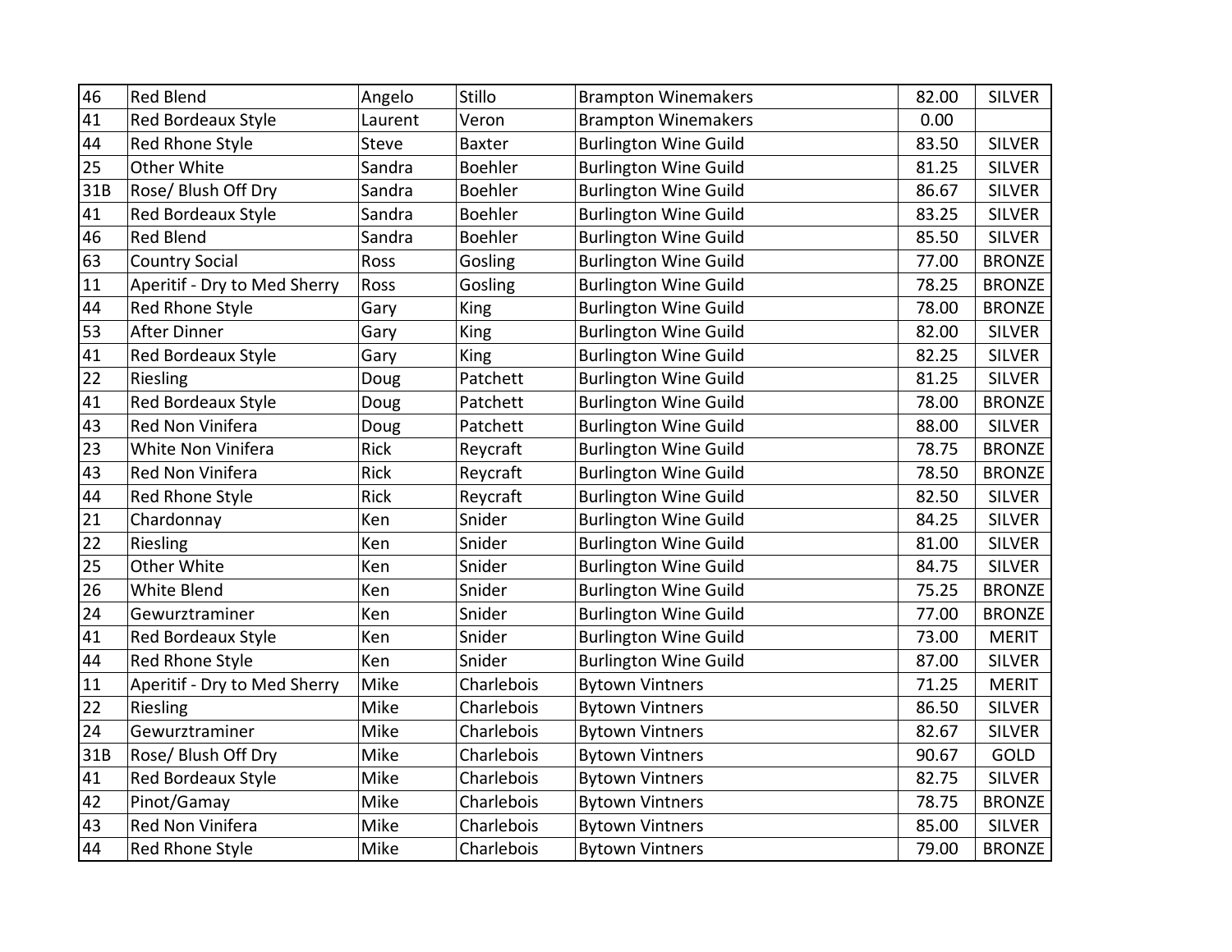| | | | | | | |
|---|---|---|---|---|---|---|
| 46 | Red Blend | Angelo | Stillo | Brampton Winemakers | 82.00 | SILVER |
| 41 | Red Bordeaux Style | Laurent | Veron | Brampton Winemakers | 0.00 | |
| 44 | Red Rhone Style | Steve | Baxter | Burlington Wine Guild | 83.50 | SILVER |
| 25 | Other White | Sandra | Boehler | Burlington Wine Guild | 81.25 | SILVER |
| 31B | Rose/ Blush Off Dry | Sandra | Boehler | Burlington Wine Guild | 86.67 | SILVER |
| 41 | Red Bordeaux Style | Sandra | Boehler | Burlington Wine Guild | 83.25 | SILVER |
| 46 | Red Blend | Sandra | Boehler | Burlington Wine Guild | 85.50 | SILVER |
| 63 | Country Social | Ross | Gosling | Burlington Wine Guild | 77.00 | BRONZE |
| 11 | Aperitif - Dry to Med Sherry | Ross | Gosling | Burlington Wine Guild | 78.25 | BRONZE |
| 44 | Red Rhone Style | Gary | King | Burlington Wine Guild | 78.00 | BRONZE |
| 53 | After Dinner | Gary | King | Burlington Wine Guild | 82.00 | SILVER |
| 41 | Red Bordeaux Style | Gary | King | Burlington Wine Guild | 82.25 | SILVER |
| 22 | Riesling | Doug | Patchett | Burlington Wine Guild | 81.25 | SILVER |
| 41 | Red Bordeaux Style | Doug | Patchett | Burlington Wine Guild | 78.00 | BRONZE |
| 43 | Red Non Vinifera | Doug | Patchett | Burlington Wine Guild | 88.00 | SILVER |
| 23 | White Non Vinifera | Rick | Reycraft | Burlington Wine Guild | 78.75 | BRONZE |
| 43 | Red Non Vinifera | Rick | Reycraft | Burlington Wine Guild | 78.50 | BRONZE |
| 44 | Red Rhone Style | Rick | Reycraft | Burlington Wine Guild | 82.50 | SILVER |
| 21 | Chardonnay | Ken | Snider | Burlington Wine Guild | 84.25 | SILVER |
| 22 | Riesling | Ken | Snider | Burlington Wine Guild | 81.00 | SILVER |
| 25 | Other White | Ken | Snider | Burlington Wine Guild | 84.75 | SILVER |
| 26 | White Blend | Ken | Snider | Burlington Wine Guild | 75.25 | BRONZE |
| 24 | Gewurztraminer | Ken | Snider | Burlington Wine Guild | 77.00 | BRONZE |
| 41 | Red Bordeaux Style | Ken | Snider | Burlington Wine Guild | 73.00 | MERIT |
| 44 | Red Rhone Style | Ken | Snider | Burlington Wine Guild | 87.00 | SILVER |
| 11 | Aperitif - Dry to Med Sherry | Mike | Charlebois | Bytown Vintners | 71.25 | MERIT |
| 22 | Riesling | Mike | Charlebois | Bytown Vintners | 86.50 | SILVER |
| 24 | Gewurztraminer | Mike | Charlebois | Bytown Vintners | 82.67 | SILVER |
| 31B | Rose/ Blush Off Dry | Mike | Charlebois | Bytown Vintners | 90.67 | GOLD |
| 41 | Red Bordeaux Style | Mike | Charlebois | Bytown Vintners | 82.75 | SILVER |
| 42 | Pinot/Gamay | Mike | Charlebois | Bytown Vintners | 78.75 | BRONZE |
| 43 | Red Non Vinifera | Mike | Charlebois | Bytown Vintners | 85.00 | SILVER |
| 44 | Red Rhone Style | Mike | Charlebois | Bytown Vintners | 79.00 | BRONZE |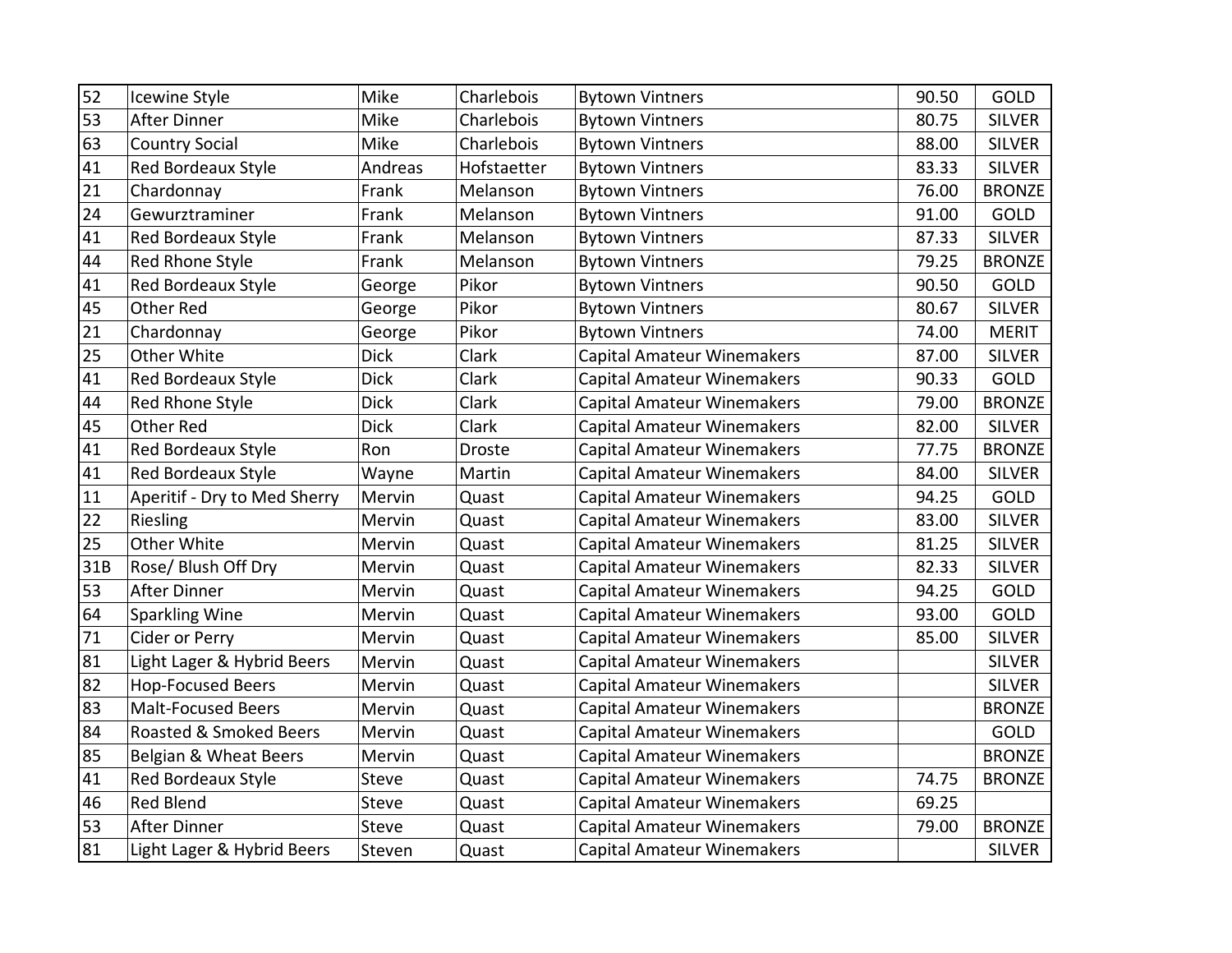| | | | | | | |
|---|---|---|---|---|---|---|
| 52 | Icewine Style | Mike | Charlebois | Bytown Vintners | 90.50 | GOLD |
| 53 | After Dinner | Mike | Charlebois | Bytown Vintners | 80.75 | SILVER |
| 63 | Country Social | Mike | Charlebois | Bytown Vintners | 88.00 | SILVER |
| 41 | Red Bordeaux Style | Andreas | Hofstaetter | Bytown Vintners | 83.33 | SILVER |
| 21 | Chardonnay | Frank | Melanson | Bytown Vintners | 76.00 | BRONZE |
| 24 | Gewurztraminer | Frank | Melanson | Bytown Vintners | 91.00 | GOLD |
| 41 | Red Bordeaux Style | Frank | Melanson | Bytown Vintners | 87.33 | SILVER |
| 44 | Red Rhone Style | Frank | Melanson | Bytown Vintners | 79.25 | BRONZE |
| 41 | Red Bordeaux Style | George | Pikor | Bytown Vintners | 90.50 | GOLD |
| 45 | Other Red | George | Pikor | Bytown Vintners | 80.67 | SILVER |
| 21 | Chardonnay | George | Pikor | Bytown Vintners | 74.00 | MERIT |
| 25 | Other White | Dick | Clark | Capital Amateur Winemakers | 87.00 | SILVER |
| 41 | Red Bordeaux Style | Dick | Clark | Capital Amateur Winemakers | 90.33 | GOLD |
| 44 | Red Rhone Style | Dick | Clark | Capital Amateur Winemakers | 79.00 | BRONZE |
| 45 | Other Red | Dick | Clark | Capital Amateur Winemakers | 82.00 | SILVER |
| 41 | Red Bordeaux Style | Ron | Droste | Capital Amateur Winemakers | 77.75 | BRONZE |
| 41 | Red Bordeaux Style | Wayne | Martin | Capital Amateur Winemakers | 84.00 | SILVER |
| 11 | Aperitif - Dry to Med Sherry | Mervin | Quast | Capital Amateur Winemakers | 94.25 | GOLD |
| 22 | Riesling | Mervin | Quast | Capital Amateur Winemakers | 83.00 | SILVER |
| 25 | Other White | Mervin | Quast | Capital Amateur Winemakers | 81.25 | SILVER |
| 31B | Rose/ Blush Off Dry | Mervin | Quast | Capital Amateur Winemakers | 82.33 | SILVER |
| 53 | After Dinner | Mervin | Quast | Capital Amateur Winemakers | 94.25 | GOLD |
| 64 | Sparkling Wine | Mervin | Quast | Capital Amateur Winemakers | 93.00 | GOLD |
| 71 | Cider or Perry | Mervin | Quast | Capital Amateur Winemakers | 85.00 | SILVER |
| 81 | Light Lager & Hybrid Beers | Mervin | Quast | Capital Amateur Winemakers | | SILVER |
| 82 | Hop-Focused Beers | Mervin | Quast | Capital Amateur Winemakers | | SILVER |
| 83 | Malt-Focused Beers | Mervin | Quast | Capital Amateur Winemakers | | BRONZE |
| 84 | Roasted & Smoked Beers | Mervin | Quast | Capital Amateur Winemakers | | GOLD |
| 85 | Belgian & Wheat Beers | Mervin | Quast | Capital Amateur Winemakers | | BRONZE |
| 41 | Red Bordeaux Style | Steve | Quast | Capital Amateur Winemakers | 74.75 | BRONZE |
| 46 | Red Blend | Steve | Quast | Capital Amateur Winemakers | 69.25 | |
| 53 | After Dinner | Steve | Quast | Capital Amateur Winemakers | 79.00 | BRONZE |
| 81 | Light Lager & Hybrid Beers | Steven | Quast | Capital Amateur Winemakers | | SILVER |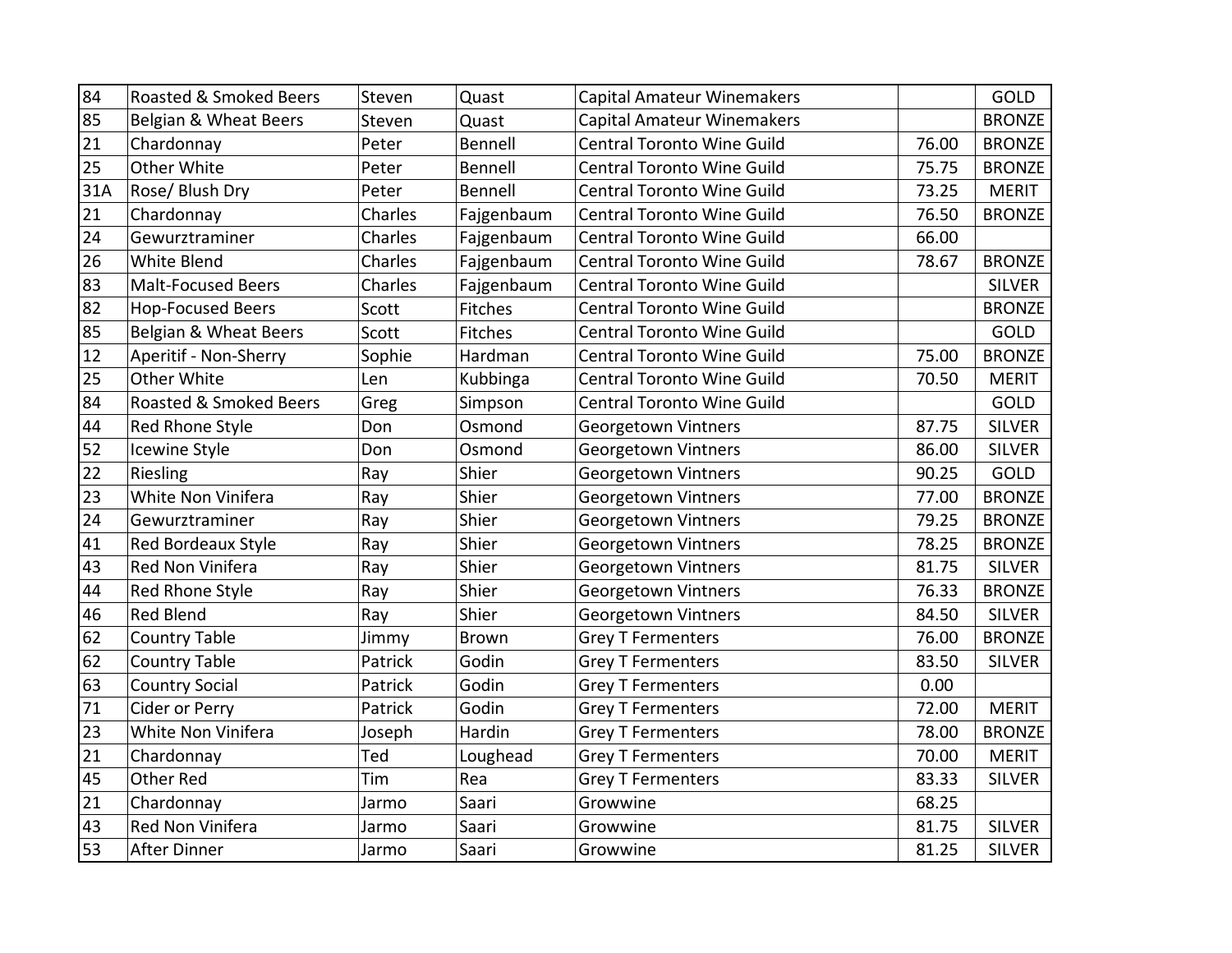| | | | | | | |
|---|---|---|---|---|---|---|
| 84 | Roasted & Smoked Beers | Steven | Quast | Capital Amateur Winemakers | | GOLD |
| 85 | Belgian & Wheat Beers | Steven | Quast | Capital Amateur Winemakers | | BRONZE |
| 21 | Chardonnay | Peter | Bennell | Central Toronto Wine Guild | 76.00 | BRONZE |
| 25 | Other White | Peter | Bennell | Central Toronto Wine Guild | 75.75 | BRONZE |
| 31A | Rose/ Blush Dry | Peter | Bennell | Central Toronto Wine Guild | 73.25 | MERIT |
| 21 | Chardonnay | Charles | Fajgenbaum | Central Toronto Wine Guild | 76.50 | BRONZE |
| 24 | Gewurztraminer | Charles | Fajgenbaum | Central Toronto Wine Guild | 66.00 | |
| 26 | White Blend | Charles | Fajgenbaum | Central Toronto Wine Guild | 78.67 | BRONZE |
| 83 | Malt-Focused Beers | Charles | Fajgenbaum | Central Toronto Wine Guild | | SILVER |
| 82 | Hop-Focused Beers | Scott | Fitches | Central Toronto Wine Guild | | BRONZE |
| 85 | Belgian & Wheat Beers | Scott | Fitches | Central Toronto Wine Guild | | GOLD |
| 12 | Aperitif - Non-Sherry | Sophie | Hardman | Central Toronto Wine Guild | 75.00 | BRONZE |
| 25 | Other White | Len | Kubbinga | Central Toronto Wine Guild | 70.50 | MERIT |
| 84 | Roasted & Smoked Beers | Greg | Simpson | Central Toronto Wine Guild | | GOLD |
| 44 | Red Rhone Style | Don | Osmond | Georgetown Vintners | 87.75 | SILVER |
| 52 | Icewine Style | Don | Osmond | Georgetown Vintners | 86.00 | SILVER |
| 22 | Riesling | Ray | Shier | Georgetown Vintners | 90.25 | GOLD |
| 23 | White Non Vinifera | Ray | Shier | Georgetown Vintners | 77.00 | BRONZE |
| 24 | Gewurztraminer | Ray | Shier | Georgetown Vintners | 79.25 | BRONZE |
| 41 | Red Bordeaux Style | Ray | Shier | Georgetown Vintners | 78.25 | BRONZE |
| 43 | Red Non Vinifera | Ray | Shier | Georgetown Vintners | 81.75 | SILVER |
| 44 | Red Rhone Style | Ray | Shier | Georgetown Vintners | 76.33 | BRONZE |
| 46 | Red Blend | Ray | Shier | Georgetown Vintners | 84.50 | SILVER |
| 62 | Country Table | Jimmy | Brown | Grey T Fermenters | 76.00 | BRONZE |
| 62 | Country Table | Patrick | Godin | Grey T Fermenters | 83.50 | SILVER |
| 63 | Country Social | Patrick | Godin | Grey T Fermenters | 0.00 | |
| 71 | Cider or Perry | Patrick | Godin | Grey T Fermenters | 72.00 | MERIT |
| 23 | White Non Vinifera | Joseph | Hardin | Grey T Fermenters | 78.00 | BRONZE |
| 21 | Chardonnay | Ted | Loughead | Grey T Fermenters | 70.00 | MERIT |
| 45 | Other Red | Tim | Rea | Grey T Fermenters | 83.33 | SILVER |
| 21 | Chardonnay | Jarmo | Saari | Growwine | 68.25 | |
| 43 | Red Non Vinifera | Jarmo | Saari | Growwine | 81.75 | SILVER |
| 53 | After Dinner | Jarmo | Saari | Growwine | 81.25 | SILVER |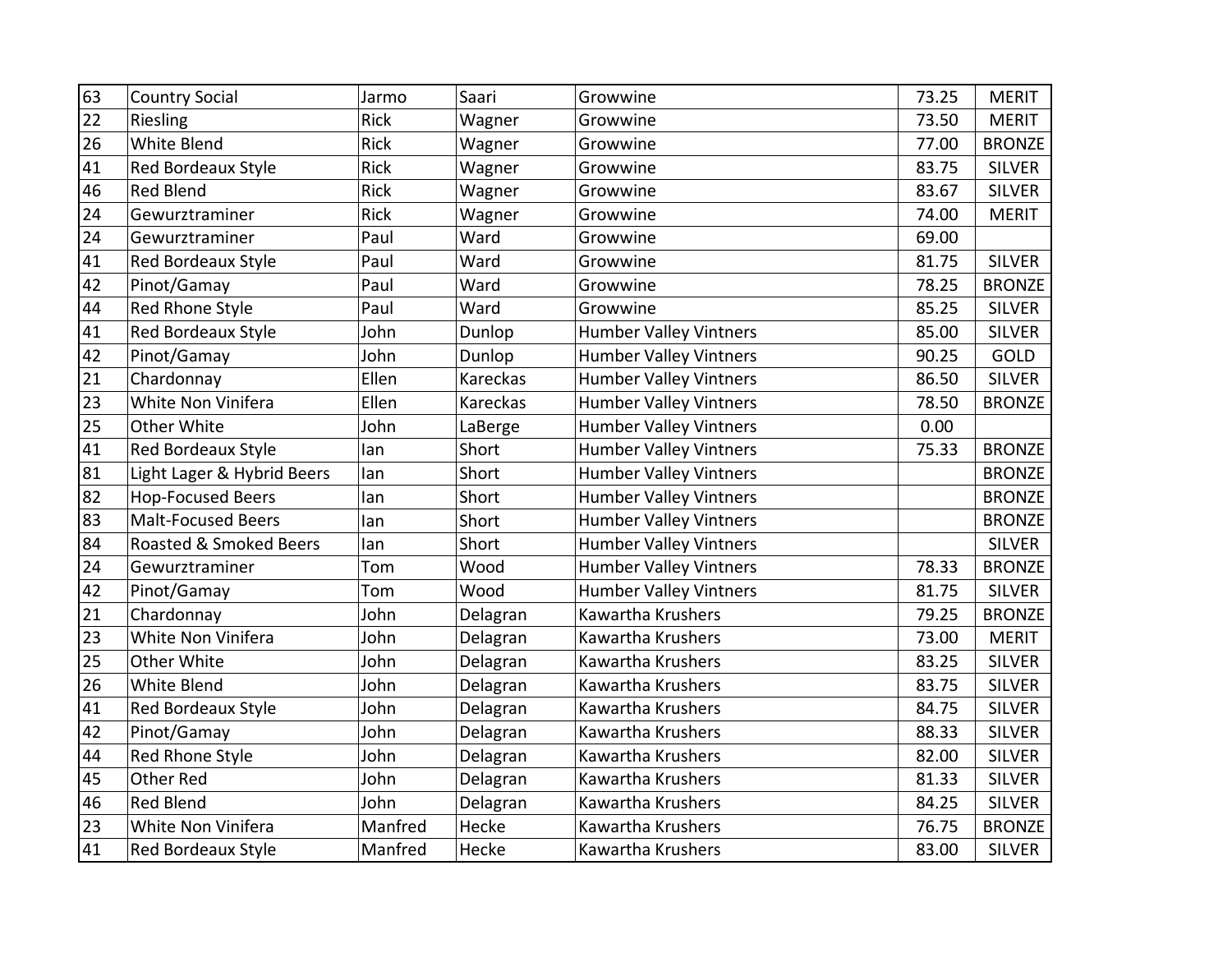| 63 | Country Social | Jarmo | Saari | Growwine | 73.25 | MERIT |
|---|---|---|---|---|---|---|
| 22 | Riesling | Rick | Wagner | Growwine | 73.50 | MERIT |
| 26 | White Blend | Rick | Wagner | Growwine | 77.00 | BRONZE |
| 41 | Red Bordeaux Style | Rick | Wagner | Growwine | 83.75 | SILVER |
| 46 | Red Blend | Rick | Wagner | Growwine | 83.67 | SILVER |
| 24 | Gewurztraminer | Rick | Wagner | Growwine | 74.00 | MERIT |
| 24 | Gewurztraminer | Paul | Ward | Growwine | 69.00 | |
| 41 | Red Bordeaux Style | Paul | Ward | Growwine | 81.75 | SILVER |
| 42 | Pinot/Gamay | Paul | Ward | Growwine | 78.25 | BRONZE |
| 44 | Red Rhone Style | Paul | Ward | Growwine | 85.25 | SILVER |
| 41 | Red Bordeaux Style | John | Dunlop | Humber Valley Vintners | 85.00 | SILVER |
| 42 | Pinot/Gamay | John | Dunlop | Humber Valley Vintners | 90.25 | GOLD |
| 21 | Chardonnay | Ellen | Kareckas | Humber Valley Vintners | 86.50 | SILVER |
| 23 | White Non Vinifera | Ellen | Kareckas | Humber Valley Vintners | 78.50 | BRONZE |
| 25 | Other White | John | LaBerge | Humber Valley Vintners | 0.00 | |
| 41 | Red Bordeaux Style | Ian | Short | Humber Valley Vintners | 75.33 | BRONZE |
| 81 | Light Lager & Hybrid Beers | Ian | Short | Humber Valley Vintners | | BRONZE |
| 82 | Hop-Focused Beers | Ian | Short | Humber Valley Vintners | | BRONZE |
| 83 | Malt-Focused Beers | Ian | Short | Humber Valley Vintners | | BRONZE |
| 84 | Roasted & Smoked Beers | Ian | Short | Humber Valley Vintners | | SILVER |
| 24 | Gewurztraminer | Tom | Wood | Humber Valley Vintners | 78.33 | BRONZE |
| 42 | Pinot/Gamay | Tom | Wood | Humber Valley Vintners | 81.75 | SILVER |
| 21 | Chardonnay | John | Delagran | Kawartha Krushers | 79.25 | BRONZE |
| 23 | White Non Vinifera | John | Delagran | Kawartha Krushers | 73.00 | MERIT |
| 25 | Other White | John | Delagran | Kawartha Krushers | 83.25 | SILVER |
| 26 | White Blend | John | Delagran | Kawartha Krushers | 83.75 | SILVER |
| 41 | Red Bordeaux Style | John | Delagran | Kawartha Krushers | 84.75 | SILVER |
| 42 | Pinot/Gamay | John | Delagran | Kawartha Krushers | 88.33 | SILVER |
| 44 | Red Rhone Style | John | Delagran | Kawartha Krushers | 82.00 | SILVER |
| 45 | Other Red | John | Delagran | Kawartha Krushers | 81.33 | SILVER |
| 46 | Red Blend | John | Delagran | Kawartha Krushers | 84.25 | SILVER |
| 23 | White Non Vinifera | Manfred | Hecke | Kawartha Krushers | 76.75 | BRONZE |
| 41 | Red Bordeaux Style | Manfred | Hecke | Kawartha Krushers | 83.00 | SILVER |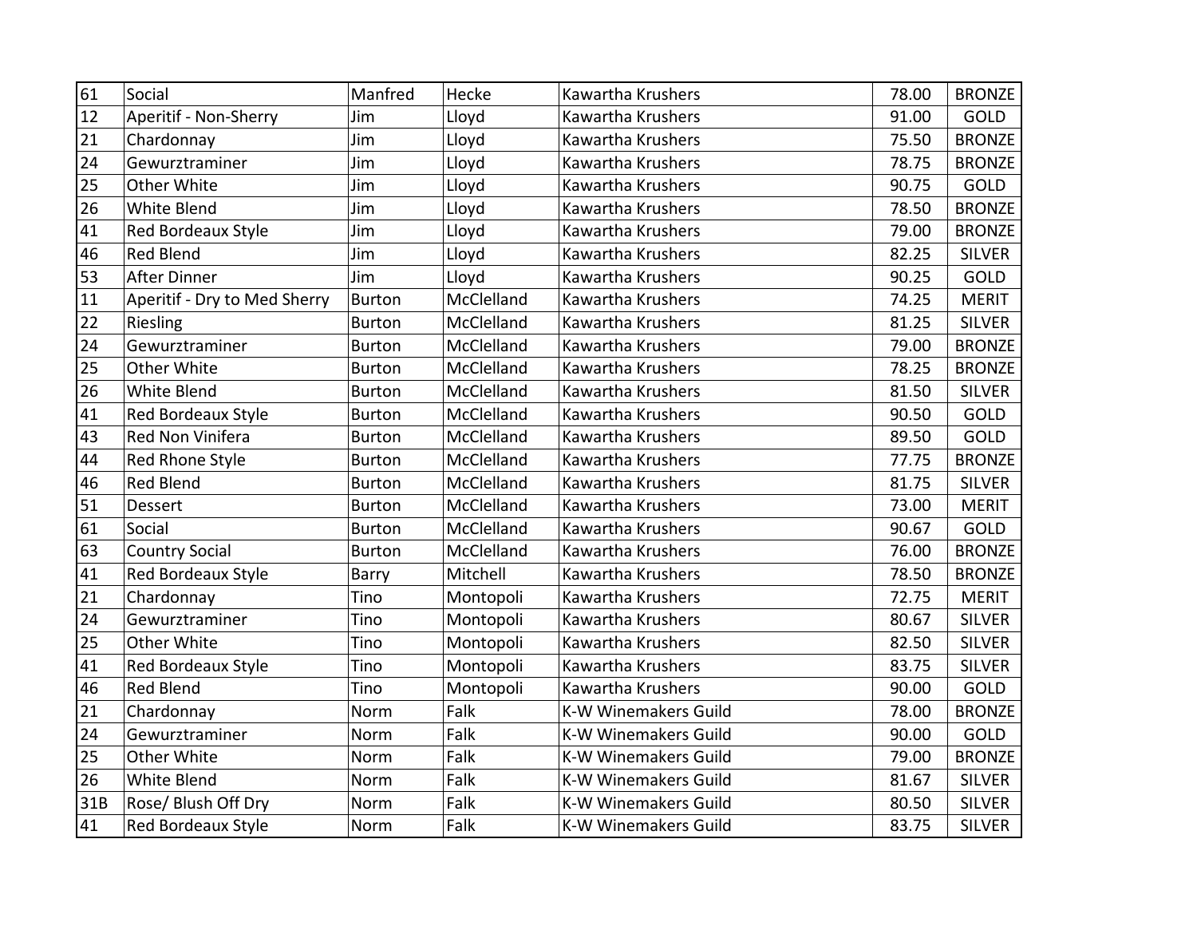| 61 | Social | Manfred | Hecke | Kawartha Krushers | 78.00 | BRONZE |
|---|---|---|---|---|---|---|
| 12 | Aperitif - Non-Sherry | Jim | Lloyd | Kawartha Krushers | 91.00 | GOLD |
| 21 | Chardonnay | Jim | Lloyd | Kawartha Krushers | 75.50 | BRONZE |
| 24 | Gewurztraminer | Jim | Lloyd | Kawartha Krushers | 78.75 | BRONZE |
| 25 | Other White | Jim | Lloyd | Kawartha Krushers | 90.75 | GOLD |
| 26 | White Blend | Jim | Lloyd | Kawartha Krushers | 78.50 | BRONZE |
| 41 | Red Bordeaux Style | Jim | Lloyd | Kawartha Krushers | 79.00 | BRONZE |
| 46 | Red Blend | Jim | Lloyd | Kawartha Krushers | 82.25 | SILVER |
| 53 | After Dinner | Jim | Lloyd | Kawartha Krushers | 90.25 | GOLD |
| 11 | Aperitif - Dry to Med Sherry | Burton | McClelland | Kawartha Krushers | 74.25 | MERIT |
| 22 | Riesling | Burton | McClelland | Kawartha Krushers | 81.25 | SILVER |
| 24 | Gewurztraminer | Burton | McClelland | Kawartha Krushers | 79.00 | BRONZE |
| 25 | Other White | Burton | McClelland | Kawartha Krushers | 78.25 | BRONZE |
| 26 | White Blend | Burton | McClelland | Kawartha Krushers | 81.50 | SILVER |
| 41 | Red Bordeaux Style | Burton | McClelland | Kawartha Krushers | 90.50 | GOLD |
| 43 | Red Non Vinifera | Burton | McClelland | Kawartha Krushers | 89.50 | GOLD |
| 44 | Red Rhone Style | Burton | McClelland | Kawartha Krushers | 77.75 | BRONZE |
| 46 | Red Blend | Burton | McClelland | Kawartha Krushers | 81.75 | SILVER |
| 51 | Dessert | Burton | McClelland | Kawartha Krushers | 73.00 | MERIT |
| 61 | Social | Burton | McClelland | Kawartha Krushers | 90.67 | GOLD |
| 63 | Country Social | Burton | McClelland | Kawartha Krushers | 76.00 | BRONZE |
| 41 | Red Bordeaux Style | Barry | Mitchell | Kawartha Krushers | 78.50 | BRONZE |
| 21 | Chardonnay | Tino | Montopoli | Kawartha Krushers | 72.75 | MERIT |
| 24 | Gewurztraminer | Tino | Montopoli | Kawartha Krushers | 80.67 | SILVER |
| 25 | Other White | Tino | Montopoli | Kawartha Krushers | 82.50 | SILVER |
| 41 | Red Bordeaux Style | Tino | Montopoli | Kawartha Krushers | 83.75 | SILVER |
| 46 | Red Blend | Tino | Montopoli | Kawartha Krushers | 90.00 | GOLD |
| 21 | Chardonnay | Norm | Falk | K-W Winemakers Guild | 78.00 | BRONZE |
| 24 | Gewurztraminer | Norm | Falk | K-W Winemakers Guild | 90.00 | GOLD |
| 25 | Other White | Norm | Falk | K-W Winemakers Guild | 79.00 | BRONZE |
| 26 | White Blend | Norm | Falk | K-W Winemakers Guild | 81.67 | SILVER |
| 31B | Rose/ Blush Off Dry | Norm | Falk | K-W Winemakers Guild | 80.50 | SILVER |
| 41 | Red Bordeaux Style | Norm | Falk | K-W Winemakers Guild | 83.75 | SILVER |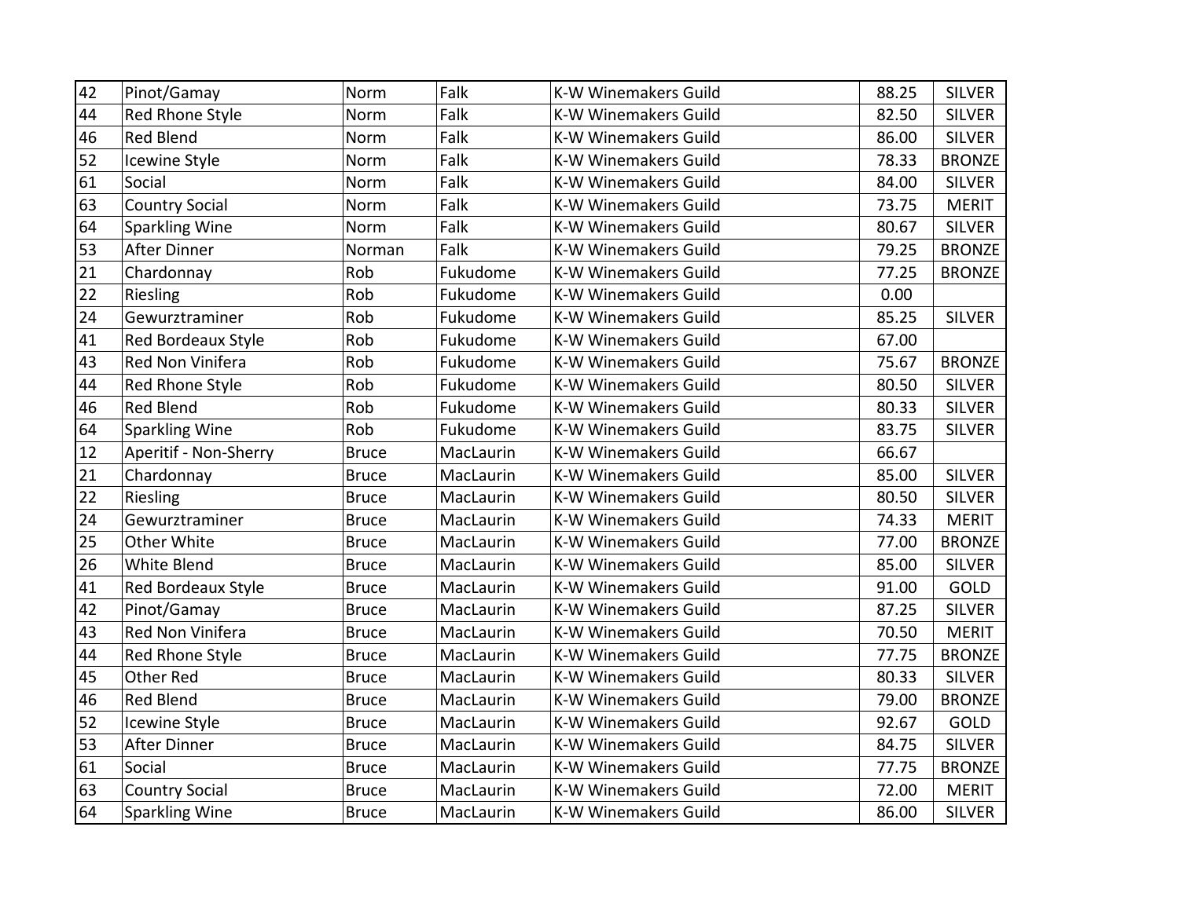| | | | | | | |
|---|---|---|---|---|---|---|
| 42 | Pinot/Gamay | Norm | Falk | K-W Winemakers Guild | 88.25 | SILVER |
| 44 | Red Rhone Style | Norm | Falk | K-W Winemakers Guild | 82.50 | SILVER |
| 46 | Red Blend | Norm | Falk | K-W Winemakers Guild | 86.00 | SILVER |
| 52 | Icewine Style | Norm | Falk | K-W Winemakers Guild | 78.33 | BRONZE |
| 61 | Social | Norm | Falk | K-W Winemakers Guild | 84.00 | SILVER |
| 63 | Country Social | Norm | Falk | K-W Winemakers Guild | 73.75 | MERIT |
| 64 | Sparkling Wine | Norm | Falk | K-W Winemakers Guild | 80.67 | SILVER |
| 53 | After Dinner | Norman | Falk | K-W Winemakers Guild | 79.25 | BRONZE |
| 21 | Chardonnay | Rob | Fukudome | K-W Winemakers Guild | 77.25 | BRONZE |
| 22 | Riesling | Rob | Fukudome | K-W Winemakers Guild | 0.00 | |
| 24 | Gewurztraminer | Rob | Fukudome | K-W Winemakers Guild | 85.25 | SILVER |
| 41 | Red Bordeaux Style | Rob | Fukudome | K-W Winemakers Guild | 67.00 | |
| 43 | Red Non Vinifera | Rob | Fukudome | K-W Winemakers Guild | 75.67 | BRONZE |
| 44 | Red Rhone Style | Rob | Fukudome | K-W Winemakers Guild | 80.50 | SILVER |
| 46 | Red Blend | Rob | Fukudome | K-W Winemakers Guild | 80.33 | SILVER |
| 64 | Sparkling Wine | Rob | Fukudome | K-W Winemakers Guild | 83.75 | SILVER |
| 12 | Aperitif - Non-Sherry | Bruce | MacLaurin | K-W Winemakers Guild | 66.67 | |
| 21 | Chardonnay | Bruce | MacLaurin | K-W Winemakers Guild | 85.00 | SILVER |
| 22 | Riesling | Bruce | MacLaurin | K-W Winemakers Guild | 80.50 | SILVER |
| 24 | Gewurztraminer | Bruce | MacLaurin | K-W Winemakers Guild | 74.33 | MERIT |
| 25 | Other White | Bruce | MacLaurin | K-W Winemakers Guild | 77.00 | BRONZE |
| 26 | White Blend | Bruce | MacLaurin | K-W Winemakers Guild | 85.00 | SILVER |
| 41 | Red Bordeaux Style | Bruce | MacLaurin | K-W Winemakers Guild | 91.00 | GOLD |
| 42 | Pinot/Gamay | Bruce | MacLaurin | K-W Winemakers Guild | 87.25 | SILVER |
| 43 | Red Non Vinifera | Bruce | MacLaurin | K-W Winemakers Guild | 70.50 | MERIT |
| 44 | Red Rhone Style | Bruce | MacLaurin | K-W Winemakers Guild | 77.75 | BRONZE |
| 45 | Other Red | Bruce | MacLaurin | K-W Winemakers Guild | 80.33 | SILVER |
| 46 | Red Blend | Bruce | MacLaurin | K-W Winemakers Guild | 79.00 | BRONZE |
| 52 | Icewine Style | Bruce | MacLaurin | K-W Winemakers Guild | 92.67 | GOLD |
| 53 | After Dinner | Bruce | MacLaurin | K-W Winemakers Guild | 84.75 | SILVER |
| 61 | Social | Bruce | MacLaurin | K-W Winemakers Guild | 77.75 | BRONZE |
| 63 | Country Social | Bruce | MacLaurin | K-W Winemakers Guild | 72.00 | MERIT |
| 64 | Sparkling Wine | Bruce | MacLaurin | K-W Winemakers Guild | 86.00 | SILVER |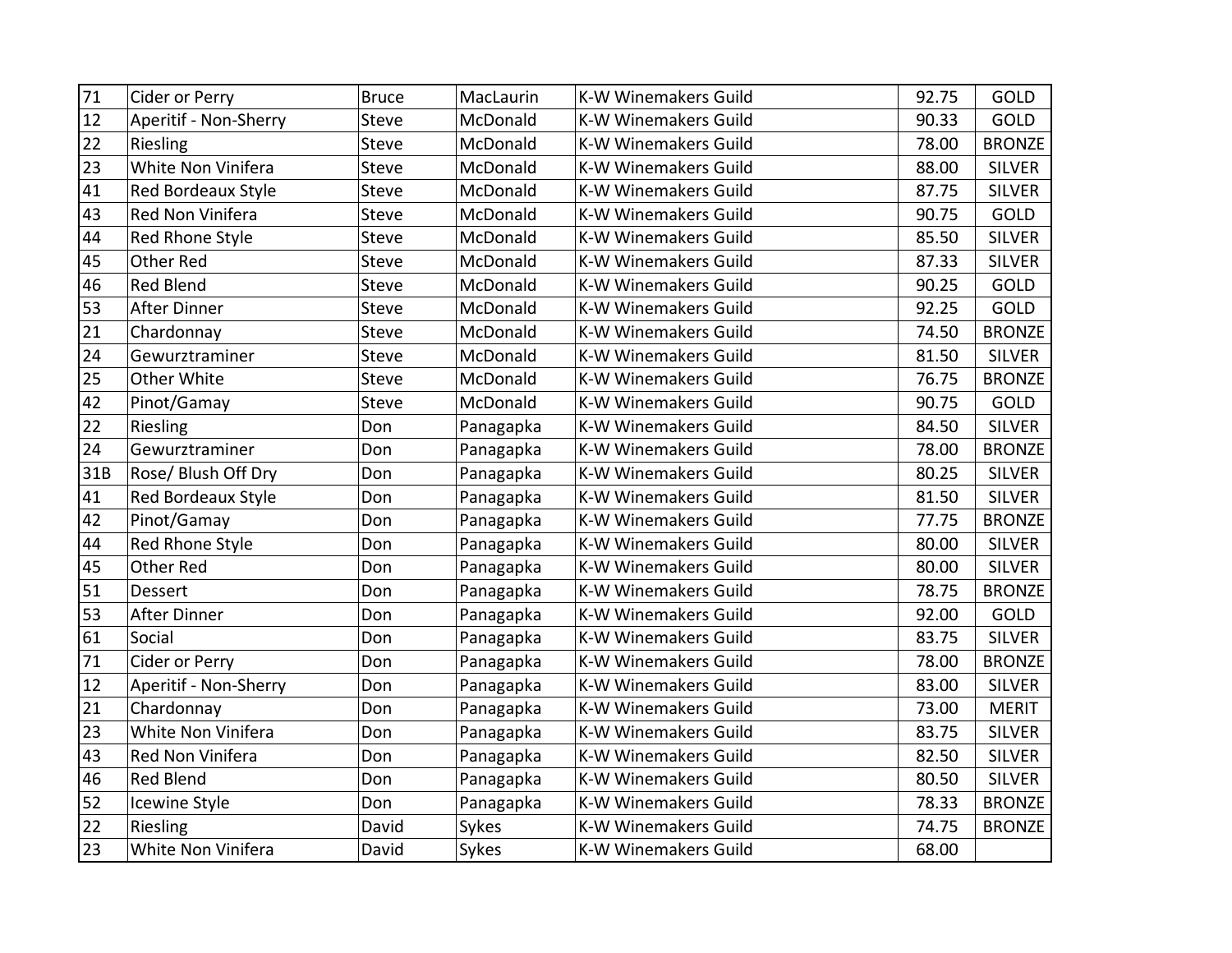| 71 | Cider or Perry | Bruce | MacLaurin | K-W Winemakers Guild | 92.75 | GOLD |
|---|---|---|---|---|---|---|
| 12 | Aperitif - Non-Sherry | Steve | McDonald | K-W Winemakers Guild | 90.33 | GOLD |
| 22 | Riesling | Steve | McDonald | K-W Winemakers Guild | 78.00 | BRONZE |
| 23 | White Non Vinifera | Steve | McDonald | K-W Winemakers Guild | 88.00 | SILVER |
| 41 | Red Bordeaux Style | Steve | McDonald | K-W Winemakers Guild | 87.75 | SILVER |
| 43 | Red Non Vinifera | Steve | McDonald | K-W Winemakers Guild | 90.75 | GOLD |
| 44 | Red Rhone Style | Steve | McDonald | K-W Winemakers Guild | 85.50 | SILVER |
| 45 | Other Red | Steve | McDonald | K-W Winemakers Guild | 87.33 | SILVER |
| 46 | Red Blend | Steve | McDonald | K-W Winemakers Guild | 90.25 | GOLD |
| 53 | After Dinner | Steve | McDonald | K-W Winemakers Guild | 92.25 | GOLD |
| 21 | Chardonnay | Steve | McDonald | K-W Winemakers Guild | 74.50 | BRONZE |
| 24 | Gewurztraminer | Steve | McDonald | K-W Winemakers Guild | 81.50 | SILVER |
| 25 | Other White | Steve | McDonald | K-W Winemakers Guild | 76.75 | BRONZE |
| 42 | Pinot/Gamay | Steve | McDonald | K-W Winemakers Guild | 90.75 | GOLD |
| 22 | Riesling | Don | Panagapka | K-W Winemakers Guild | 84.50 | SILVER |
| 24 | Gewurztraminer | Don | Panagapka | K-W Winemakers Guild | 78.00 | BRONZE |
| 31B | Rose/ Blush Off Dry | Don | Panagapka | K-W Winemakers Guild | 80.25 | SILVER |
| 41 | Red Bordeaux Style | Don | Panagapka | K-W Winemakers Guild | 81.50 | SILVER |
| 42 | Pinot/Gamay | Don | Panagapka | K-W Winemakers Guild | 77.75 | BRONZE |
| 44 | Red Rhone Style | Don | Panagapka | K-W Winemakers Guild | 80.00 | SILVER |
| 45 | Other Red | Don | Panagapka | K-W Winemakers Guild | 80.00 | SILVER |
| 51 | Dessert | Don | Panagapka | K-W Winemakers Guild | 78.75 | BRONZE |
| 53 | After Dinner | Don | Panagapka | K-W Winemakers Guild | 92.00 | GOLD |
| 61 | Social | Don | Panagapka | K-W Winemakers Guild | 83.75 | SILVER |
| 71 | Cider or Perry | Don | Panagapka | K-W Winemakers Guild | 78.00 | BRONZE |
| 12 | Aperitif - Non-Sherry | Don | Panagapka | K-W Winemakers Guild | 83.00 | SILVER |
| 21 | Chardonnay | Don | Panagapka | K-W Winemakers Guild | 73.00 | MERIT |
| 23 | White Non Vinifera | Don | Panagapka | K-W Winemakers Guild | 83.75 | SILVER |
| 43 | Red Non Vinifera | Don | Panagapka | K-W Winemakers Guild | 82.50 | SILVER |
| 46 | Red Blend | Don | Panagapka | K-W Winemakers Guild | 80.50 | SILVER |
| 52 | Icewine Style | Don | Panagapka | K-W Winemakers Guild | 78.33 | BRONZE |
| 22 | Riesling | David | Sykes | K-W Winemakers Guild | 74.75 | BRONZE |
| 23 | White Non Vinifera | David | Sykes | K-W Winemakers Guild | 68.00 | |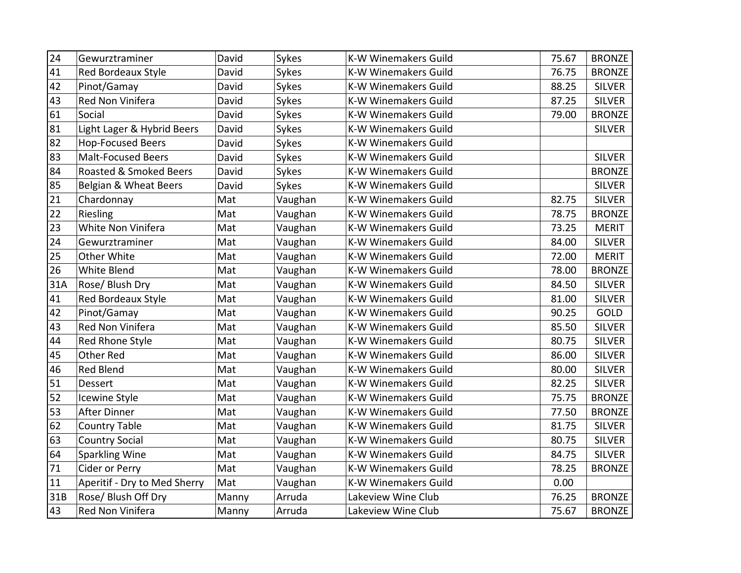| | | | | | | |
|---|---|---|---|---|---|---|
| 24 | Gewurztraminer | David | Sykes | K-W Winemakers Guild | 75.67 | BRONZE |
| 41 | Red Bordeaux Style | David | Sykes | K-W Winemakers Guild | 76.75 | BRONZE |
| 42 | Pinot/Gamay | David | Sykes | K-W Winemakers Guild | 88.25 | SILVER |
| 43 | Red Non Vinifera | David | Sykes | K-W Winemakers Guild | 87.25 | SILVER |
| 61 | Social | David | Sykes | K-W Winemakers Guild | 79.00 | BRONZE |
| 81 | Light Lager & Hybrid Beers | David | Sykes | K-W Winemakers Guild | | SILVER |
| 82 | Hop-Focused Beers | David | Sykes | K-W Winemakers Guild | | |
| 83 | Malt-Focused Beers | David | Sykes | K-W Winemakers Guild | | SILVER |
| 84 | Roasted & Smoked Beers | David | Sykes | K-W Winemakers Guild | | BRONZE |
| 85 | Belgian & Wheat Beers | David | Sykes | K-W Winemakers Guild | | SILVER |
| 21 | Chardonnay | Mat | Vaughan | K-W Winemakers Guild | 82.75 | SILVER |
| 22 | Riesling | Mat | Vaughan | K-W Winemakers Guild | 78.75 | BRONZE |
| 23 | White Non Vinifera | Mat | Vaughan | K-W Winemakers Guild | 73.25 | MERIT |
| 24 | Gewurztraminer | Mat | Vaughan | K-W Winemakers Guild | 84.00 | SILVER |
| 25 | Other White | Mat | Vaughan | K-W Winemakers Guild | 72.00 | MERIT |
| 26 | White Blend | Mat | Vaughan | K-W Winemakers Guild | 78.00 | BRONZE |
| 31A | Rose/ Blush Dry | Mat | Vaughan | K-W Winemakers Guild | 84.50 | SILVER |
| 41 | Red Bordeaux Style | Mat | Vaughan | K-W Winemakers Guild | 81.00 | SILVER |
| 42 | Pinot/Gamay | Mat | Vaughan | K-W Winemakers Guild | 90.25 | GOLD |
| 43 | Red Non Vinifera | Mat | Vaughan | K-W Winemakers Guild | 85.50 | SILVER |
| 44 | Red Rhone Style | Mat | Vaughan | K-W Winemakers Guild | 80.75 | SILVER |
| 45 | Other Red | Mat | Vaughan | K-W Winemakers Guild | 86.00 | SILVER |
| 46 | Red Blend | Mat | Vaughan | K-W Winemakers Guild | 80.00 | SILVER |
| 51 | Dessert | Mat | Vaughan | K-W Winemakers Guild | 82.25 | SILVER |
| 52 | Icewine Style | Mat | Vaughan | K-W Winemakers Guild | 75.75 | BRONZE |
| 53 | After Dinner | Mat | Vaughan | K-W Winemakers Guild | 77.50 | BRONZE |
| 62 | Country Table | Mat | Vaughan | K-W Winemakers Guild | 81.75 | SILVER |
| 63 | Country Social | Mat | Vaughan | K-W Winemakers Guild | 80.75 | SILVER |
| 64 | Sparkling Wine | Mat | Vaughan | K-W Winemakers Guild | 84.75 | SILVER |
| 71 | Cider or Perry | Mat | Vaughan | K-W Winemakers Guild | 78.25 | BRONZE |
| 11 | Aperitif - Dry to Med Sherry | Mat | Vaughan | K-W Winemakers Guild | 0.00 | |
| 31B | Rose/ Blush Off Dry | Manny | Arruda | Lakeview Wine Club | 76.25 | BRONZE |
| 43 | Red Non Vinifera | Manny | Arruda | Lakeview Wine Club | 75.67 | BRONZE |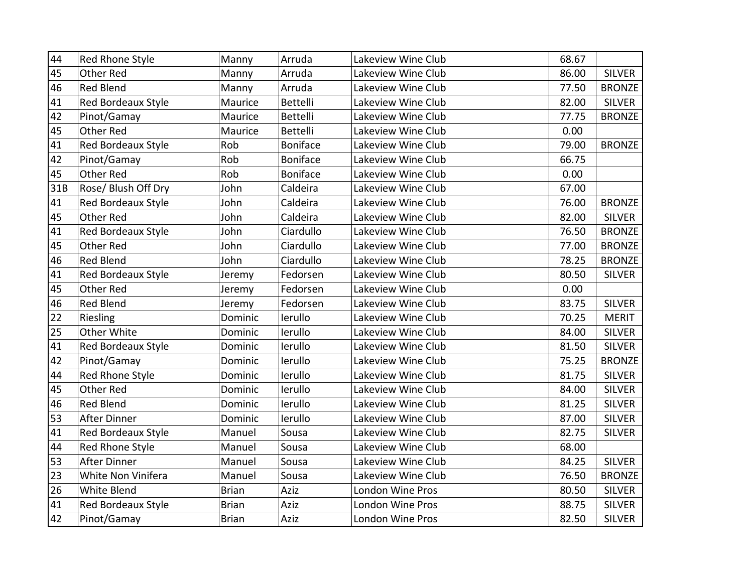| 44 | Red Rhone Style | Manny | Arruda | Lakeview Wine Club | 68.67 | |
|---|---|---|---|---|---|---|
| 45 | Other Red | Manny | Arruda | Lakeview Wine Club | 86.00 | SILVER |
| 46 | Red Blend | Manny | Arruda | Lakeview Wine Club | 77.50 | BRONZE |
| 41 | Red Bordeaux Style | Maurice | Bettelli | Lakeview Wine Club | 82.00 | SILVER |
| 42 | Pinot/Gamay | Maurice | Bettelli | Lakeview Wine Club | 77.75 | BRONZE |
| 45 | Other Red | Maurice | Bettelli | Lakeview Wine Club | 0.00 | |
| 41 | Red Bordeaux Style | Rob | Boniface | Lakeview Wine Club | 79.00 | BRONZE |
| 42 | Pinot/Gamay | Rob | Boniface | Lakeview Wine Club | 66.75 | |
| 45 | Other Red | Rob | Boniface | Lakeview Wine Club | 0.00 | |
| 31B | Rose/ Blush Off Dry | John | Caldeira | Lakeview Wine Club | 67.00 | |
| 41 | Red Bordeaux Style | John | Caldeira | Lakeview Wine Club | 76.00 | BRONZE |
| 45 | Other Red | John | Caldeira | Lakeview Wine Club | 82.00 | SILVER |
| 41 | Red Bordeaux Style | John | Ciardullo | Lakeview Wine Club | 76.50 | BRONZE |
| 45 | Other Red | John | Ciardullo | Lakeview Wine Club | 77.00 | BRONZE |
| 46 | Red Blend | John | Ciardullo | Lakeview Wine Club | 78.25 | BRONZE |
| 41 | Red Bordeaux Style | Jeremy | Fedorsen | Lakeview Wine Club | 80.50 | SILVER |
| 45 | Other Red | Jeremy | Fedorsen | Lakeview Wine Club | 0.00 | |
| 46 | Red Blend | Jeremy | Fedorsen | Lakeview Wine Club | 83.75 | SILVER |
| 22 | Riesling | Dominic | Ierullo | Lakeview Wine Club | 70.25 | MERIT |
| 25 | Other White | Dominic | Ierullo | Lakeview Wine Club | 84.00 | SILVER |
| 41 | Red Bordeaux Style | Dominic | Ierullo | Lakeview Wine Club | 81.50 | SILVER |
| 42 | Pinot/Gamay | Dominic | Ierullo | Lakeview Wine Club | 75.25 | BRONZE |
| 44 | Red Rhone Style | Dominic | Ierullo | Lakeview Wine Club | 81.75 | SILVER |
| 45 | Other Red | Dominic | Ierullo | Lakeview Wine Club | 84.00 | SILVER |
| 46 | Red Blend | Dominic | Ierullo | Lakeview Wine Club | 81.25 | SILVER |
| 53 | After Dinner | Dominic | Ierullo | Lakeview Wine Club | 87.00 | SILVER |
| 41 | Red Bordeaux Style | Manuel | Sousa | Lakeview Wine Club | 82.75 | SILVER |
| 44 | Red Rhone Style | Manuel | Sousa | Lakeview Wine Club | 68.00 | |
| 53 | After Dinner | Manuel | Sousa | Lakeview Wine Club | 84.25 | SILVER |
| 23 | White Non Vinifera | Manuel | Sousa | Lakeview Wine Club | 76.50 | BRONZE |
| 26 | White Blend | Brian | Aziz | London Wine Pros | 80.50 | SILVER |
| 41 | Red Bordeaux Style | Brian | Aziz | London Wine Pros | 88.75 | SILVER |
| 42 | Pinot/Gamay | Brian | Aziz | London Wine Pros | 82.50 | SILVER |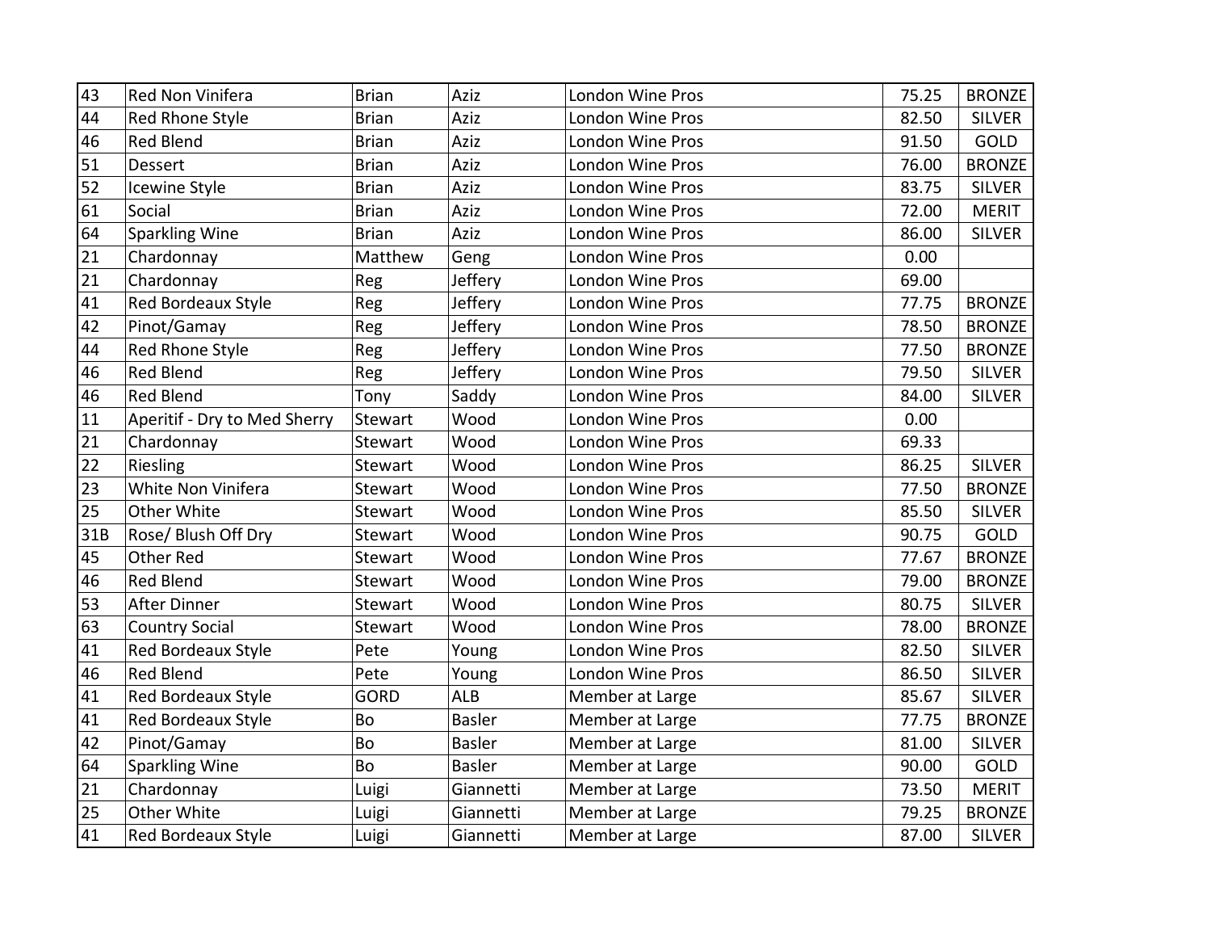| | | | | | | |
|---|---|---|---|---|---|---|
| 43 | Red Non Vinifera | Brian | Aziz | London Wine Pros | 75.25 | BRONZE |
| 44 | Red Rhone Style | Brian | Aziz | London Wine Pros | 82.50 | SILVER |
| 46 | Red Blend | Brian | Aziz | London Wine Pros | 91.50 | GOLD |
| 51 | Dessert | Brian | Aziz | London Wine Pros | 76.00 | BRONZE |
| 52 | Icewine Style | Brian | Aziz | London Wine Pros | 83.75 | SILVER |
| 61 | Social | Brian | Aziz | London Wine Pros | 72.00 | MERIT |
| 64 | Sparkling Wine | Brian | Aziz | London Wine Pros | 86.00 | SILVER |
| 21 | Chardonnay | Matthew | Geng | London Wine Pros | 0.00 | |
| 21 | Chardonnay | Reg | Jeffery | London Wine Pros | 69.00 | |
| 41 | Red Bordeaux Style | Reg | Jeffery | London Wine Pros | 77.75 | BRONZE |
| 42 | Pinot/Gamay | Reg | Jeffery | London Wine Pros | 78.50 | BRONZE |
| 44 | Red Rhone Style | Reg | Jeffery | London Wine Pros | 77.50 | BRONZE |
| 46 | Red Blend | Reg | Jeffery | London Wine Pros | 79.50 | SILVER |
| 46 | Red Blend | Tony | Saddy | London Wine Pros | 84.00 | SILVER |
| 11 | Aperitif - Dry to Med Sherry | Stewart | Wood | London Wine Pros | 0.00 | |
| 21 | Chardonnay | Stewart | Wood | London Wine Pros | 69.33 | |
| 22 | Riesling | Stewart | Wood | London Wine Pros | 86.25 | SILVER |
| 23 | White Non Vinifera | Stewart | Wood | London Wine Pros | 77.50 | BRONZE |
| 25 | Other White | Stewart | Wood | London Wine Pros | 85.50 | SILVER |
| 31B | Rose/ Blush Off Dry | Stewart | Wood | London Wine Pros | 90.75 | GOLD |
| 45 | Other Red | Stewart | Wood | London Wine Pros | 77.67 | BRONZE |
| 46 | Red Blend | Stewart | Wood | London Wine Pros | 79.00 | BRONZE |
| 53 | After Dinner | Stewart | Wood | London Wine Pros | 80.75 | SILVER |
| 63 | Country Social | Stewart | Wood | London Wine Pros | 78.00 | BRONZE |
| 41 | Red Bordeaux Style | Pete | Young | London Wine Pros | 82.50 | SILVER |
| 46 | Red Blend | Pete | Young | London Wine Pros | 86.50 | SILVER |
| 41 | Red Bordeaux Style | GORD | ALB | Member at Large | 85.67 | SILVER |
| 41 | Red Bordeaux Style | Bo | Basler | Member at Large | 77.75 | BRONZE |
| 42 | Pinot/Gamay | Bo | Basler | Member at Large | 81.00 | SILVER |
| 64 | Sparkling Wine | Bo | Basler | Member at Large | 90.00 | GOLD |
| 21 | Chardonnay | Luigi | Giannetti | Member at Large | 73.50 | MERIT |
| 25 | Other White | Luigi | Giannetti | Member at Large | 79.25 | BRONZE |
| 41 | Red Bordeaux Style | Luigi | Giannetti | Member at Large | 87.00 | SILVER |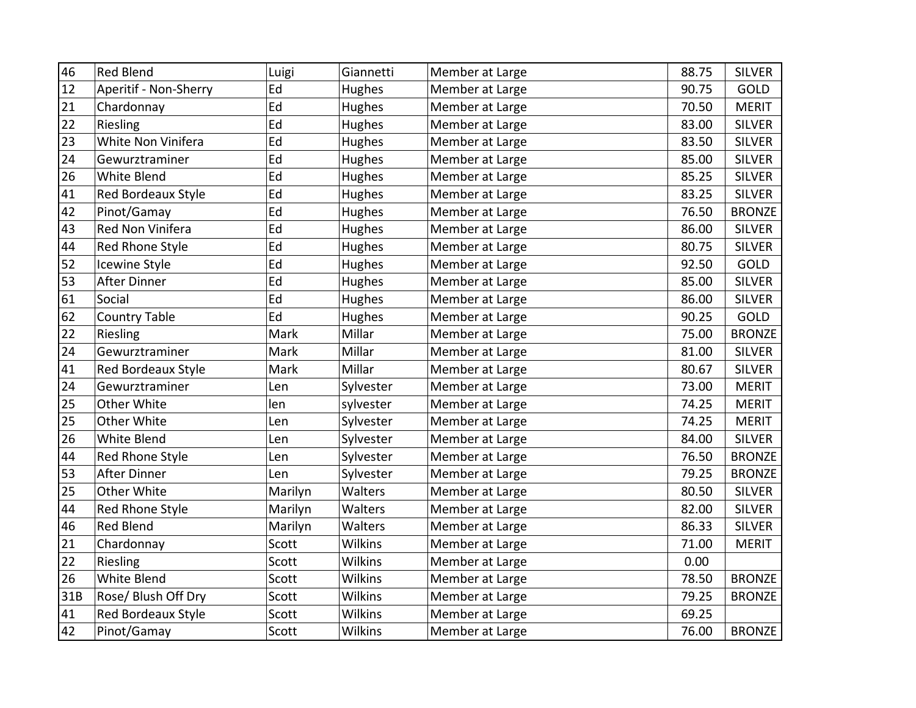| 46 | Red Blend | Luigi | Giannetti | Member at Large | 88.75 | SILVER |
|---|---|---|---|---|---|---|
| 12 | Aperitif - Non-Sherry | Ed | Hughes | Member at Large | 90.75 | GOLD |
| 21 | Chardonnay | Ed | Hughes | Member at Large | 70.50 | MERIT |
| 22 | Riesling | Ed | Hughes | Member at Large | 83.00 | SILVER |
| 23 | White Non Vinifera | Ed | Hughes | Member at Large | 83.50 | SILVER |
| 24 | Gewurztraminer | Ed | Hughes | Member at Large | 85.00 | SILVER |
| 26 | White Blend | Ed | Hughes | Member at Large | 85.25 | SILVER |
| 41 | Red Bordeaux Style | Ed | Hughes | Member at Large | 83.25 | SILVER |
| 42 | Pinot/Gamay | Ed | Hughes | Member at Large | 76.50 | BRONZE |
| 43 | Red Non Vinifera | Ed | Hughes | Member at Large | 86.00 | SILVER |
| 44 | Red Rhone Style | Ed | Hughes | Member at Large | 80.75 | SILVER |
| 52 | Icewine Style | Ed | Hughes | Member at Large | 92.50 | GOLD |
| 53 | After Dinner | Ed | Hughes | Member at Large | 85.00 | SILVER |
| 61 | Social | Ed | Hughes | Member at Large | 86.00 | SILVER |
| 62 | Country Table | Ed | Hughes | Member at Large | 90.25 | GOLD |
| 22 | Riesling | Mark | Millar | Member at Large | 75.00 | BRONZE |
| 24 | Gewurztraminer | Mark | Millar | Member at Large | 81.00 | SILVER |
| 41 | Red Bordeaux Style | Mark | Millar | Member at Large | 80.67 | SILVER |
| 24 | Gewurztraminer | Len | Sylvester | Member at Large | 73.00 | MERIT |
| 25 | Other White | len | sylvester | Member at Large | 74.25 | MERIT |
| 25 | Other White | Len | Sylvester | Member at Large | 74.25 | MERIT |
| 26 | White Blend | Len | Sylvester | Member at Large | 84.00 | SILVER |
| 44 | Red Rhone Style | Len | Sylvester | Member at Large | 76.50 | BRONZE |
| 53 | After Dinner | Len | Sylvester | Member at Large | 79.25 | BRONZE |
| 25 | Other White | Marilyn | Walters | Member at Large | 80.50 | SILVER |
| 44 | Red Rhone Style | Marilyn | Walters | Member at Large | 82.00 | SILVER |
| 46 | Red Blend | Marilyn | Walters | Member at Large | 86.33 | SILVER |
| 21 | Chardonnay | Scott | Wilkins | Member at Large | 71.00 | MERIT |
| 22 | Riesling | Scott | Wilkins | Member at Large | 0.00 | |
| 26 | White Blend | Scott | Wilkins | Member at Large | 78.50 | BRONZE |
| 31B | Rose/ Blush Off Dry | Scott | Wilkins | Member at Large | 79.25 | BRONZE |
| 41 | Red Bordeaux Style | Scott | Wilkins | Member at Large | 69.25 | |
| 42 | Pinot/Gamay | Scott | Wilkins | Member at Large | 76.00 | BRONZE |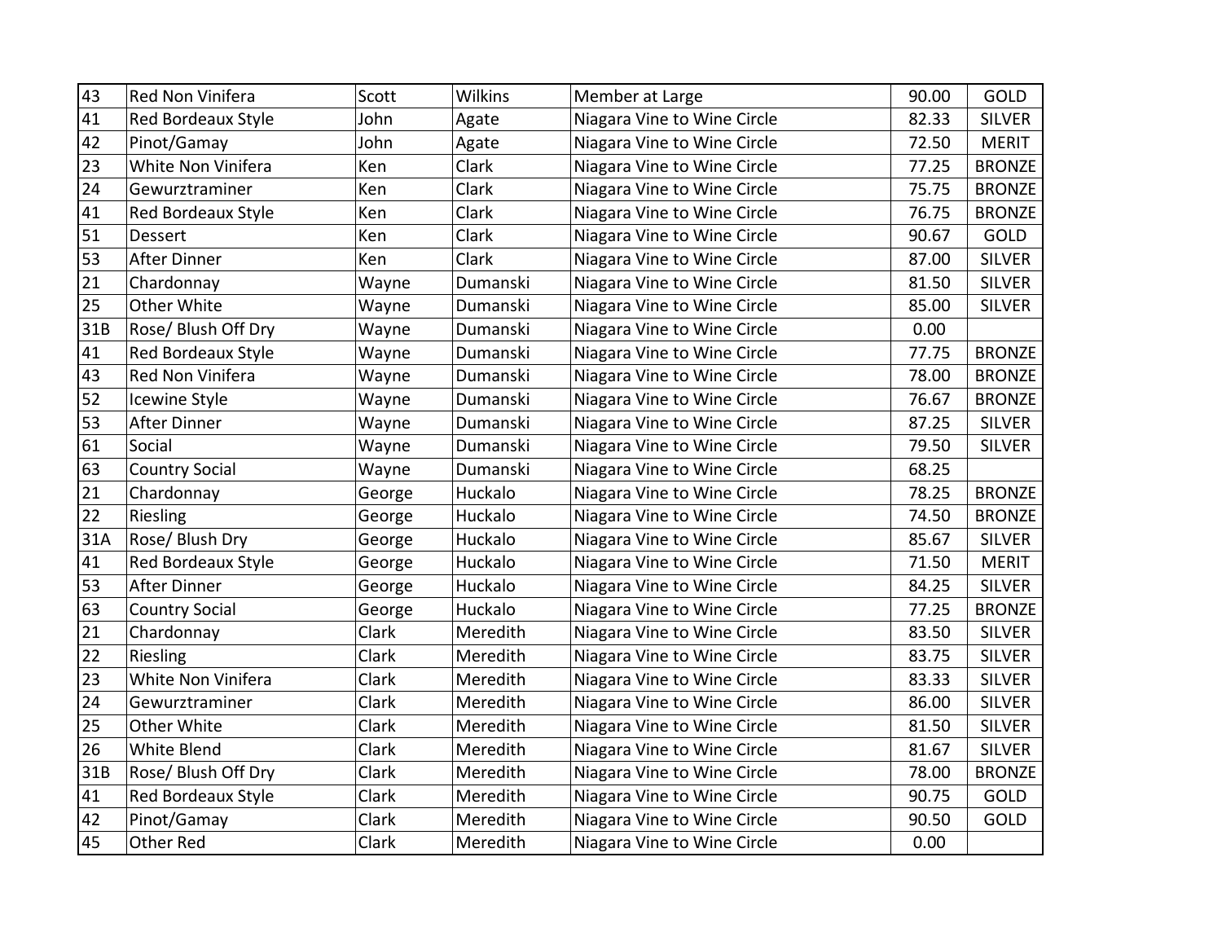| 43 | Red Non Vinifera | Scott | Wilkins | Member at Large | 90.00 | GOLD |
|---|---|---|---|---|---|---|
| 41 | Red Bordeaux Style | John | Agate | Niagara Vine to Wine Circle | 82.33 | SILVER |
| 42 | Pinot/Gamay | John | Agate | Niagara Vine to Wine Circle | 72.50 | MERIT |
| 23 | White Non Vinifera | Ken | Clark | Niagara Vine to Wine Circle | 77.25 | BRONZE |
| 24 | Gewurztraminer | Ken | Clark | Niagara Vine to Wine Circle | 75.75 | BRONZE |
| 41 | Red Bordeaux Style | Ken | Clark | Niagara Vine to Wine Circle | 76.75 | BRONZE |
| 51 | Dessert | Ken | Clark | Niagara Vine to Wine Circle | 90.67 | GOLD |
| 53 | After Dinner | Ken | Clark | Niagara Vine to Wine Circle | 87.00 | SILVER |
| 21 | Chardonnay | Wayne | Dumanski | Niagara Vine to Wine Circle | 81.50 | SILVER |
| 25 | Other White | Wayne | Dumanski | Niagara Vine to Wine Circle | 85.00 | SILVER |
| 31B | Rose/ Blush Off Dry | Wayne | Dumanski | Niagara Vine to Wine Circle | 0.00 | |
| 41 | Red Bordeaux Style | Wayne | Dumanski | Niagara Vine to Wine Circle | 77.75 | BRONZE |
| 43 | Red Non Vinifera | Wayne | Dumanski | Niagara Vine to Wine Circle | 78.00 | BRONZE |
| 52 | Icewine Style | Wayne | Dumanski | Niagara Vine to Wine Circle | 76.67 | BRONZE |
| 53 | After Dinner | Wayne | Dumanski | Niagara Vine to Wine Circle | 87.25 | SILVER |
| 61 | Social | Wayne | Dumanski | Niagara Vine to Wine Circle | 79.50 | SILVER |
| 63 | Country Social | Wayne | Dumanski | Niagara Vine to Wine Circle | 68.25 | |
| 21 | Chardonnay | George | Huckalo | Niagara Vine to Wine Circle | 78.25 | BRONZE |
| 22 | Riesling | George | Huckalo | Niagara Vine to Wine Circle | 74.50 | BRONZE |
| 31A | Rose/ Blush Dry | George | Huckalo | Niagara Vine to Wine Circle | 85.67 | SILVER |
| 41 | Red Bordeaux Style | George | Huckalo | Niagara Vine to Wine Circle | 71.50 | MERIT |
| 53 | After Dinner | George | Huckalo | Niagara Vine to Wine Circle | 84.25 | SILVER |
| 63 | Country Social | George | Huckalo | Niagara Vine to Wine Circle | 77.25 | BRONZE |
| 21 | Chardonnay | Clark | Meredith | Niagara Vine to Wine Circle | 83.50 | SILVER |
| 22 | Riesling | Clark | Meredith | Niagara Vine to Wine Circle | 83.75 | SILVER |
| 23 | White Non Vinifera | Clark | Meredith | Niagara Vine to Wine Circle | 83.33 | SILVER |
| 24 | Gewurztraminer | Clark | Meredith | Niagara Vine to Wine Circle | 86.00 | SILVER |
| 25 | Other White | Clark | Meredith | Niagara Vine to Wine Circle | 81.50 | SILVER |
| 26 | White Blend | Clark | Meredith | Niagara Vine to Wine Circle | 81.67 | SILVER |
| 31B | Rose/ Blush Off Dry | Clark | Meredith | Niagara Vine to Wine Circle | 78.00 | BRONZE |
| 41 | Red Bordeaux Style | Clark | Meredith | Niagara Vine to Wine Circle | 90.75 | GOLD |
| 42 | Pinot/Gamay | Clark | Meredith | Niagara Vine to Wine Circle | 90.50 | GOLD |
| 45 | Other Red | Clark | Meredith | Niagara Vine to Wine Circle | 0.00 | |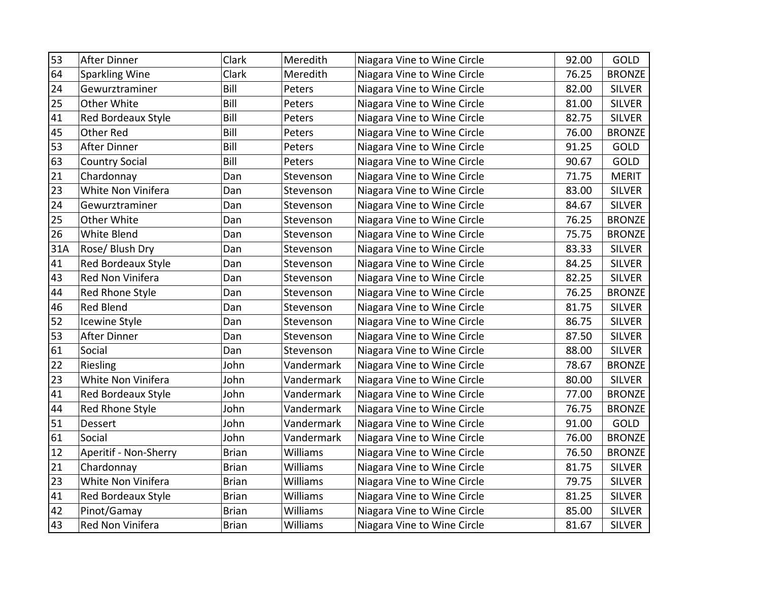| 53 | After Dinner | Clark | Meredith | Niagara Vine to Wine Circle | 92.00 | GOLD |
|---|---|---|---|---|---|---|
| 64 | Sparkling Wine | Clark | Meredith | Niagara Vine to Wine Circle | 76.25 | BRONZE |
| 24 | Gewurztraminer | Bill | Peters | Niagara Vine to Wine Circle | 82.00 | SILVER |
| 25 | Other White | Bill | Peters | Niagara Vine to Wine Circle | 81.00 | SILVER |
| 41 | Red Bordeaux Style | Bill | Peters | Niagara Vine to Wine Circle | 82.75 | SILVER |
| 45 | Other Red | Bill | Peters | Niagara Vine to Wine Circle | 76.00 | BRONZE |
| 53 | After Dinner | Bill | Peters | Niagara Vine to Wine Circle | 91.25 | GOLD |
| 63 | Country Social | Bill | Peters | Niagara Vine to Wine Circle | 90.67 | GOLD |
| 21 | Chardonnay | Dan | Stevenson | Niagara Vine to Wine Circle | 71.75 | MERIT |
| 23 | White Non Vinifera | Dan | Stevenson | Niagara Vine to Wine Circle | 83.00 | SILVER |
| 24 | Gewurztraminer | Dan | Stevenson | Niagara Vine to Wine Circle | 84.67 | SILVER |
| 25 | Other White | Dan | Stevenson | Niagara Vine to Wine Circle | 76.25 | BRONZE |
| 26 | White Blend | Dan | Stevenson | Niagara Vine to Wine Circle | 75.75 | BRONZE |
| 31A | Rose/ Blush Dry | Dan | Stevenson | Niagara Vine to Wine Circle | 83.33 | SILVER |
| 41 | Red Bordeaux Style | Dan | Stevenson | Niagara Vine to Wine Circle | 84.25 | SILVER |
| 43 | Red Non Vinifera | Dan | Stevenson | Niagara Vine to Wine Circle | 82.25 | SILVER |
| 44 | Red Rhone Style | Dan | Stevenson | Niagara Vine to Wine Circle | 76.25 | BRONZE |
| 46 | Red Blend | Dan | Stevenson | Niagara Vine to Wine Circle | 81.75 | SILVER |
| 52 | Icewine Style | Dan | Stevenson | Niagara Vine to Wine Circle | 86.75 | SILVER |
| 53 | After Dinner | Dan | Stevenson | Niagara Vine to Wine Circle | 87.50 | SILVER |
| 61 | Social | Dan | Stevenson | Niagara Vine to Wine Circle | 88.00 | SILVER |
| 22 | Riesling | John | Vandermark | Niagara Vine to Wine Circle | 78.67 | BRONZE |
| 23 | White Non Vinifera | John | Vandermark | Niagara Vine to Wine Circle | 80.00 | SILVER |
| 41 | Red Bordeaux Style | John | Vandermark | Niagara Vine to Wine Circle | 77.00 | BRONZE |
| 44 | Red Rhone Style | John | Vandermark | Niagara Vine to Wine Circle | 76.75 | BRONZE |
| 51 | Dessert | John | Vandermark | Niagara Vine to Wine Circle | 91.00 | GOLD |
| 61 | Social | John | Vandermark | Niagara Vine to Wine Circle | 76.00 | BRONZE |
| 12 | Aperitif - Non-Sherry | Brian | Williams | Niagara Vine to Wine Circle | 76.50 | BRONZE |
| 21 | Chardonnay | Brian | Williams | Niagara Vine to Wine Circle | 81.75 | SILVER |
| 23 | White Non Vinifera | Brian | Williams | Niagara Vine to Wine Circle | 79.75 | SILVER |
| 41 | Red Bordeaux Style | Brian | Williams | Niagara Vine to Wine Circle | 81.25 | SILVER |
| 42 | Pinot/Gamay | Brian | Williams | Niagara Vine to Wine Circle | 85.00 | SILVER |
| 43 | Red Non Vinifera | Brian | Williams | Niagara Vine to Wine Circle | 81.67 | SILVER |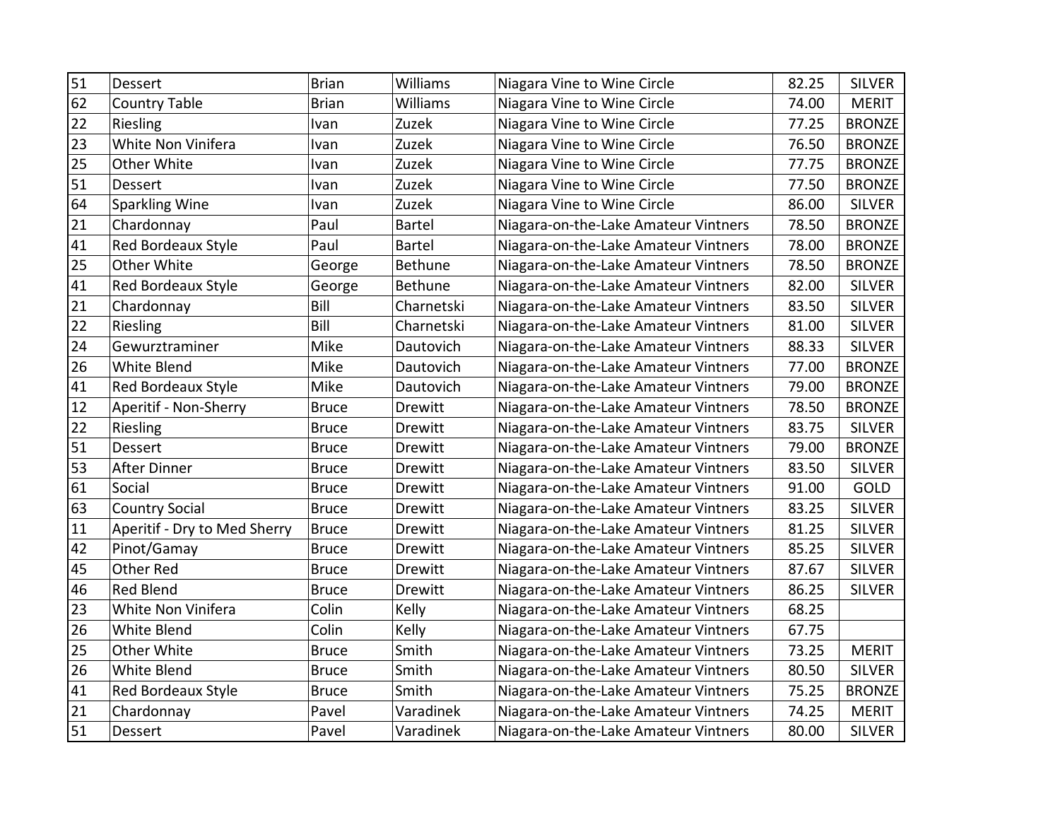| | | | | | | |
|---|---|---|---|---|---|---|
| 51 | Dessert | Brian | Williams | Niagara Vine to Wine Circle | 82.25 | SILVER |
| 62 | Country Table | Brian | Williams | Niagara Vine to Wine Circle | 74.00 | MERIT |
| 22 | Riesling | Ivan | Zuzek | Niagara Vine to Wine Circle | 77.25 | BRONZE |
| 23 | White Non Vinifera | Ivan | Zuzek | Niagara Vine to Wine Circle | 76.50 | BRONZE |
| 25 | Other White | Ivan | Zuzek | Niagara Vine to Wine Circle | 77.75 | BRONZE |
| 51 | Dessert | Ivan | Zuzek | Niagara Vine to Wine Circle | 77.50 | BRONZE |
| 64 | Sparkling Wine | Ivan | Zuzek | Niagara Vine to Wine Circle | 86.00 | SILVER |
| 21 | Chardonnay | Paul | Bartel | Niagara-on-the-Lake Amateur Vintners | 78.50 | BRONZE |
| 41 | Red Bordeaux Style | Paul | Bartel | Niagara-on-the-Lake Amateur Vintners | 78.00 | BRONZE |
| 25 | Other White | George | Bethune | Niagara-on-the-Lake Amateur Vintners | 78.50 | BRONZE |
| 41 | Red Bordeaux Style | George | Bethune | Niagara-on-the-Lake Amateur Vintners | 82.00 | SILVER |
| 21 | Chardonnay | Bill | Charnetski | Niagara-on-the-Lake Amateur Vintners | 83.50 | SILVER |
| 22 | Riesling | Bill | Charnetski | Niagara-on-the-Lake Amateur Vintners | 81.00 | SILVER |
| 24 | Gewurztraminer | Mike | Dautovich | Niagara-on-the-Lake Amateur Vintners | 88.33 | SILVER |
| 26 | White Blend | Mike | Dautovich | Niagara-on-the-Lake Amateur Vintners | 77.00 | BRONZE |
| 41 | Red Bordeaux Style | Mike | Dautovich | Niagara-on-the-Lake Amateur Vintners | 79.00 | BRONZE |
| 12 | Aperitif - Non-Sherry | Bruce | Drewitt | Niagara-on-the-Lake Amateur Vintners | 78.50 | BRONZE |
| 22 | Riesling | Bruce | Drewitt | Niagara-on-the-Lake Amateur Vintners | 83.75 | SILVER |
| 51 | Dessert | Bruce | Drewitt | Niagara-on-the-Lake Amateur Vintners | 79.00 | BRONZE |
| 53 | After Dinner | Bruce | Drewitt | Niagara-on-the-Lake Amateur Vintners | 83.50 | SILVER |
| 61 | Social | Bruce | Drewitt | Niagara-on-the-Lake Amateur Vintners | 91.00 | GOLD |
| 63 | Country Social | Bruce | Drewitt | Niagara-on-the-Lake Amateur Vintners | 83.25 | SILVER |
| 11 | Aperitif - Dry to Med Sherry | Bruce | Drewitt | Niagara-on-the-Lake Amateur Vintners | 81.25 | SILVER |
| 42 | Pinot/Gamay | Bruce | Drewitt | Niagara-on-the-Lake Amateur Vintners | 85.25 | SILVER |
| 45 | Other Red | Bruce | Drewitt | Niagara-on-the-Lake Amateur Vintners | 87.67 | SILVER |
| 46 | Red Blend | Bruce | Drewitt | Niagara-on-the-Lake Amateur Vintners | 86.25 | SILVER |
| 23 | White Non Vinifera | Colin | Kelly | Niagara-on-the-Lake Amateur Vintners | 68.25 | |
| 26 | White Blend | Colin | Kelly | Niagara-on-the-Lake Amateur Vintners | 67.75 | |
| 25 | Other White | Bruce | Smith | Niagara-on-the-Lake Amateur Vintners | 73.25 | MERIT |
| 26 | White Blend | Bruce | Smith | Niagara-on-the-Lake Amateur Vintners | 80.50 | SILVER |
| 41 | Red Bordeaux Style | Bruce | Smith | Niagara-on-the-Lake Amateur Vintners | 75.25 | BRONZE |
| 21 | Chardonnay | Pavel | Varadinek | Niagara-on-the-Lake Amateur Vintners | 74.25 | MERIT |
| 51 | Dessert | Pavel | Varadinek | Niagara-on-the-Lake Amateur Vintners | 80.00 | SILVER |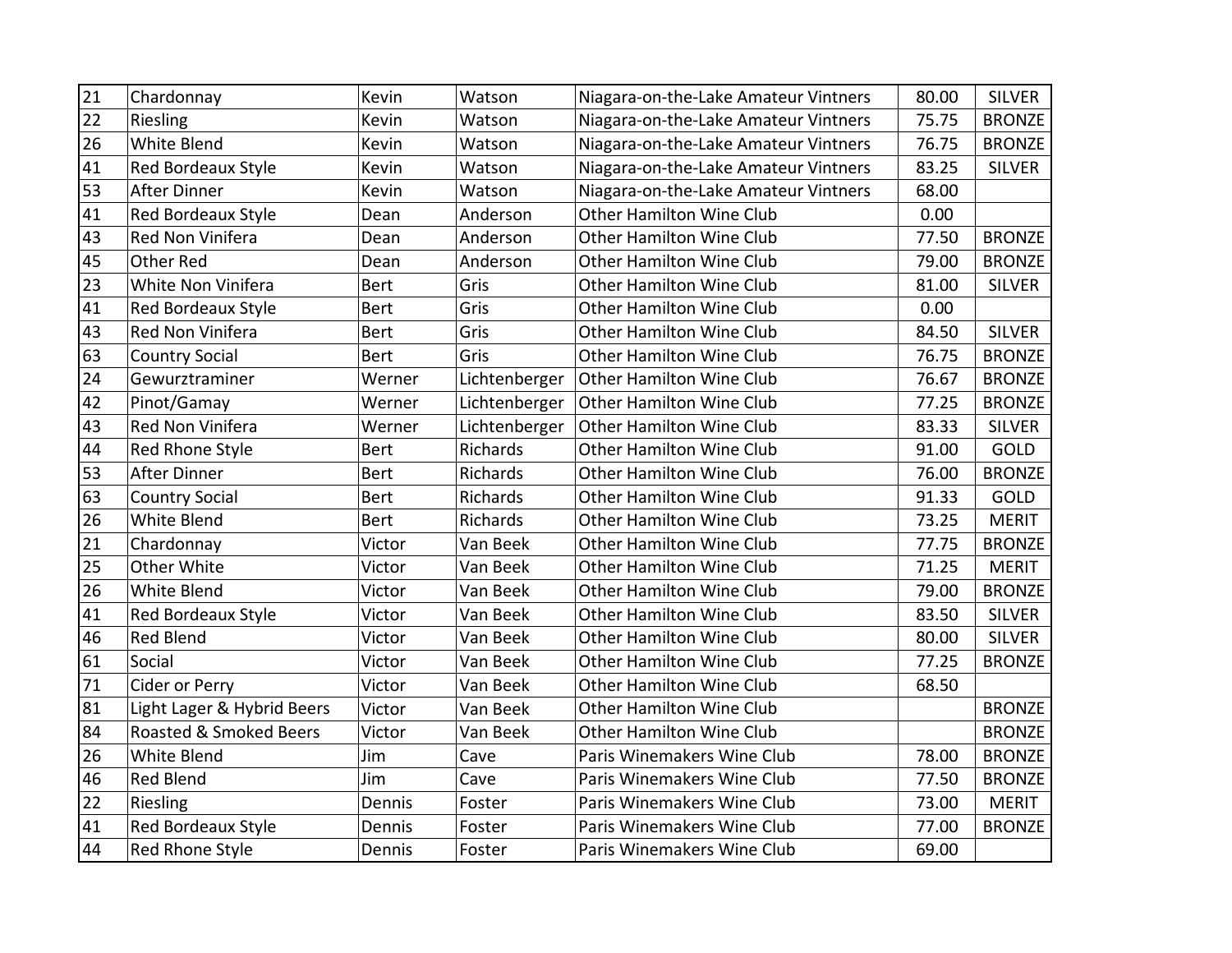| 21 | Chardonnay | Kevin | Watson | Niagara-on-the-Lake Amateur Vintners | 80.00 | SILVER |
|---|---|---|---|---|---|---|
| 22 | Riesling | Kevin | Watson | Niagara-on-the-Lake Amateur Vintners | 75.75 | BRONZE |
| 26 | White Blend | Kevin | Watson | Niagara-on-the-Lake Amateur Vintners | 76.75 | BRONZE |
| 41 | Red Bordeaux Style | Kevin | Watson | Niagara-on-the-Lake Amateur Vintners | 83.25 | SILVER |
| 53 | After Dinner | Kevin | Watson | Niagara-on-the-Lake Amateur Vintners | 68.00 | |
| 41 | Red Bordeaux Style | Dean | Anderson | Other Hamilton Wine Club | 0.00 | |
| 43 | Red Non Vinifera | Dean | Anderson | Other Hamilton Wine Club | 77.50 | BRONZE |
| 45 | Other Red | Dean | Anderson | Other Hamilton Wine Club | 79.00 | BRONZE |
| 23 | White Non Vinifera | Bert | Gris | Other Hamilton Wine Club | 81.00 | SILVER |
| 41 | Red Bordeaux Style | Bert | Gris | Other Hamilton Wine Club | 0.00 | |
| 43 | Red Non Vinifera | Bert | Gris | Other Hamilton Wine Club | 84.50 | SILVER |
| 63 | Country Social | Bert | Gris | Other Hamilton Wine Club | 76.75 | BRONZE |
| 24 | Gewurztraminer | Werner | Lichtenberger | Other Hamilton Wine Club | 76.67 | BRONZE |
| 42 | Pinot/Gamay | Werner | Lichtenberger | Other Hamilton Wine Club | 77.25 | BRONZE |
| 43 | Red Non Vinifera | Werner | Lichtenberger | Other Hamilton Wine Club | 83.33 | SILVER |
| 44 | Red Rhone Style | Bert | Richards | Other Hamilton Wine Club | 91.00 | GOLD |
| 53 | After Dinner | Bert | Richards | Other Hamilton Wine Club | 76.00 | BRONZE |
| 63 | Country Social | Bert | Richards | Other Hamilton Wine Club | 91.33 | GOLD |
| 26 | White Blend | Bert | Richards | Other Hamilton Wine Club | 73.25 | MERIT |
| 21 | Chardonnay | Victor | Van Beek | Other Hamilton Wine Club | 77.75 | BRONZE |
| 25 | Other White | Victor | Van Beek | Other Hamilton Wine Club | 71.25 | MERIT |
| 26 | White Blend | Victor | Van Beek | Other Hamilton Wine Club | 79.00 | BRONZE |
| 41 | Red Bordeaux Style | Victor | Van Beek | Other Hamilton Wine Club | 83.50 | SILVER |
| 46 | Red Blend | Victor | Van Beek | Other Hamilton Wine Club | 80.00 | SILVER |
| 61 | Social | Victor | Van Beek | Other Hamilton Wine Club | 77.25 | BRONZE |
| 71 | Cider or Perry | Victor | Van Beek | Other Hamilton Wine Club | 68.50 | |
| 81 | Light Lager & Hybrid Beers | Victor | Van Beek | Other Hamilton Wine Club | | BRONZE |
| 84 | Roasted & Smoked Beers | Victor | Van Beek | Other Hamilton Wine Club | | BRONZE |
| 26 | White Blend | Jim | Cave | Paris Winemakers Wine Club | 78.00 | BRONZE |
| 46 | Red Blend | Jim | Cave | Paris Winemakers Wine Club | 77.50 | BRONZE |
| 22 | Riesling | Dennis | Foster | Paris Winemakers Wine Club | 73.00 | MERIT |
| 41 | Red Bordeaux Style | Dennis | Foster | Paris Winemakers Wine Club | 77.00 | BRONZE |
| 44 | Red Rhone Style | Dennis | Foster | Paris Winemakers Wine Club | 69.00 | |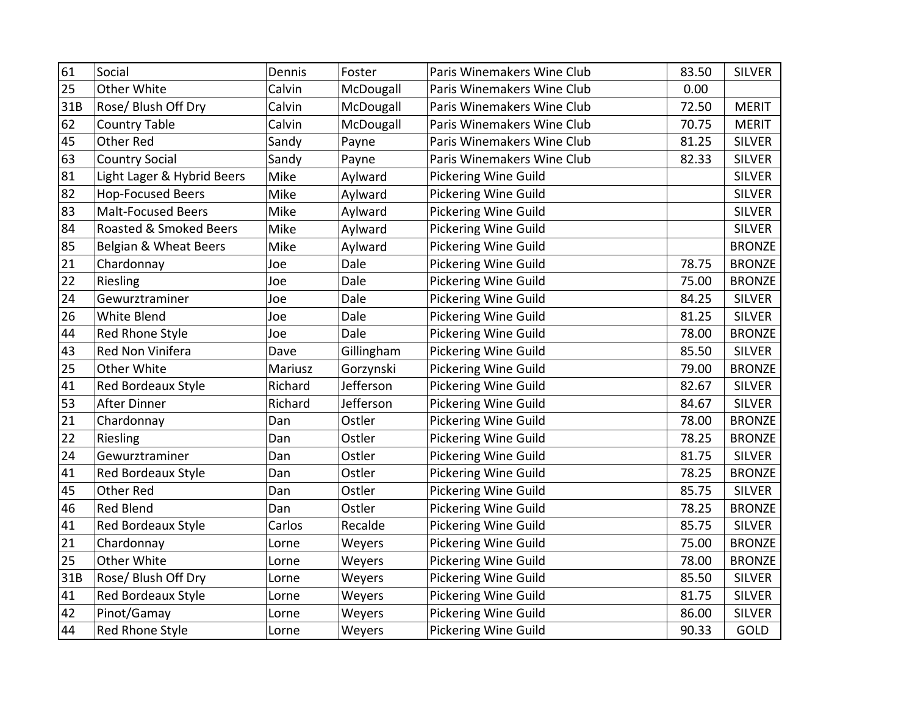| | | | | | | |
|---|---|---|---|---|---|---|
| 61 | Social | Dennis | Foster | Paris Winemakers Wine Club | 83.50 | SILVER |
| 25 | Other White | Calvin | McDougall | Paris Winemakers Wine Club | 0.00 | |
| 31B | Rose/ Blush Off Dry | Calvin | McDougall | Paris Winemakers Wine Club | 72.50 | MERIT |
| 62 | Country Table | Calvin | McDougall | Paris Winemakers Wine Club | 70.75 | MERIT |
| 45 | Other Red | Sandy | Payne | Paris Winemakers Wine Club | 81.25 | SILVER |
| 63 | Country Social | Sandy | Payne | Paris Winemakers Wine Club | 82.33 | SILVER |
| 81 | Light Lager & Hybrid Beers | Mike | Aylward | Pickering Wine Guild | | SILVER |
| 82 | Hop-Focused Beers | Mike | Aylward | Pickering Wine Guild | | SILVER |
| 83 | Malt-Focused Beers | Mike | Aylward | Pickering Wine Guild | | SILVER |
| 84 | Roasted & Smoked Beers | Mike | Aylward | Pickering Wine Guild | | SILVER |
| 85 | Belgian & Wheat Beers | Mike | Aylward | Pickering Wine Guild | | BRONZE |
| 21 | Chardonnay | Joe | Dale | Pickering Wine Guild | 78.75 | BRONZE |
| 22 | Riesling | Joe | Dale | Pickering Wine Guild | 75.00 | BRONZE |
| 24 | Gewurztraminer | Joe | Dale | Pickering Wine Guild | 84.25 | SILVER |
| 26 | White Blend | Joe | Dale | Pickering Wine Guild | 81.25 | SILVER |
| 44 | Red Rhone Style | Joe | Dale | Pickering Wine Guild | 78.00 | BRONZE |
| 43 | Red Non Vinifera | Dave | Gillingham | Pickering Wine Guild | 85.50 | SILVER |
| 25 | Other White | Mariusz | Gorzynski | Pickering Wine Guild | 79.00 | BRONZE |
| 41 | Red Bordeaux Style | Richard | Jefferson | Pickering Wine Guild | 82.67 | SILVER |
| 53 | After Dinner | Richard | Jefferson | Pickering Wine Guild | 84.67 | SILVER |
| 21 | Chardonnay | Dan | Ostler | Pickering Wine Guild | 78.00 | BRONZE |
| 22 | Riesling | Dan | Ostler | Pickering Wine Guild | 78.25 | BRONZE |
| 24 | Gewurztraminer | Dan | Ostler | Pickering Wine Guild | 81.75 | SILVER |
| 41 | Red Bordeaux Style | Dan | Ostler | Pickering Wine Guild | 78.25 | BRONZE |
| 45 | Other Red | Dan | Ostler | Pickering Wine Guild | 85.75 | SILVER |
| 46 | Red Blend | Dan | Ostler | Pickering Wine Guild | 78.25 | BRONZE |
| 41 | Red Bordeaux Style | Carlos | Recalde | Pickering Wine Guild | 85.75 | SILVER |
| 21 | Chardonnay | Lorne | Weyers | Pickering Wine Guild | 75.00 | BRONZE |
| 25 | Other White | Lorne | Weyers | Pickering Wine Guild | 78.00 | BRONZE |
| 31B | Rose/ Blush Off Dry | Lorne | Weyers | Pickering Wine Guild | 85.50 | SILVER |
| 41 | Red Bordeaux Style | Lorne | Weyers | Pickering Wine Guild | 81.75 | SILVER |
| 42 | Pinot/Gamay | Lorne | Weyers | Pickering Wine Guild | 86.00 | SILVER |
| 44 | Red Rhone Style | Lorne | Weyers | Pickering Wine Guild | 90.33 | GOLD |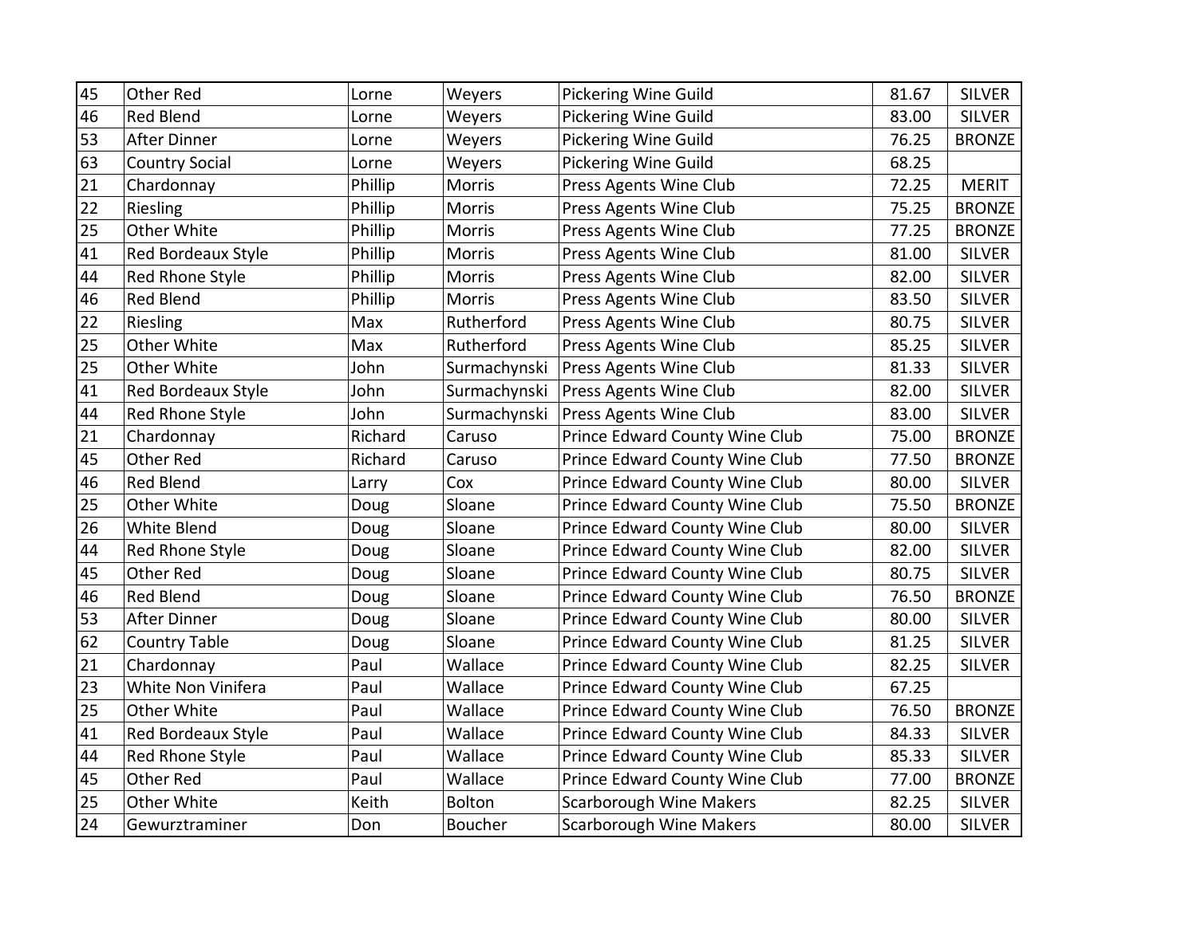| 45 | Other Red | Lorne | Weyers | Pickering Wine Guild | 81.67 | SILVER |
|---|---|---|---|---|---|---|
| 46 | Red Blend | Lorne | Weyers | Pickering Wine Guild | 83.00 | SILVER |
| 53 | After Dinner | Lorne | Weyers | Pickering Wine Guild | 76.25 | BRONZE |
| 63 | Country Social | Lorne | Weyers | Pickering Wine Guild | 68.25 | |
| 21 | Chardonnay | Phillip | Morris | Press Agents Wine Club | 72.25 | MERIT |
| 22 | Riesling | Phillip | Morris | Press Agents Wine Club | 75.25 | BRONZE |
| 25 | Other White | Phillip | Morris | Press Agents Wine Club | 77.25 | BRONZE |
| 41 | Red Bordeaux Style | Phillip | Morris | Press Agents Wine Club | 81.00 | SILVER |
| 44 | Red Rhone Style | Phillip | Morris | Press Agents Wine Club | 82.00 | SILVER |
| 46 | Red Blend | Phillip | Morris | Press Agents Wine Club | 83.50 | SILVER |
| 22 | Riesling | Max | Rutherford | Press Agents Wine Club | 80.75 | SILVER |
| 25 | Other White | Max | Rutherford | Press Agents Wine Club | 85.25 | SILVER |
| 25 | Other White | John | Surmachynski | Press Agents Wine Club | 81.33 | SILVER |
| 41 | Red Bordeaux Style | John | Surmachynski | Press Agents Wine Club | 82.00 | SILVER |
| 44 | Red Rhone Style | John | Surmachynski | Press Agents Wine Club | 83.00 | SILVER |
| 21 | Chardonnay | Richard | Caruso | Prince Edward County Wine Club | 75.00 | BRONZE |
| 45 | Other Red | Richard | Caruso | Prince Edward County Wine Club | 77.50 | BRONZE |
| 46 | Red Blend | Larry | Cox | Prince Edward County Wine Club | 80.00 | SILVER |
| 25 | Other White | Doug | Sloane | Prince Edward County Wine Club | 75.50 | BRONZE |
| 26 | White Blend | Doug | Sloane | Prince Edward County Wine Club | 80.00 | SILVER |
| 44 | Red Rhone Style | Doug | Sloane | Prince Edward County Wine Club | 82.00 | SILVER |
| 45 | Other Red | Doug | Sloane | Prince Edward County Wine Club | 80.75 | SILVER |
| 46 | Red Blend | Doug | Sloane | Prince Edward County Wine Club | 76.50 | BRONZE |
| 53 | After Dinner | Doug | Sloane | Prince Edward County Wine Club | 80.00 | SILVER |
| 62 | Country Table | Doug | Sloane | Prince Edward County Wine Club | 81.25 | SILVER |
| 21 | Chardonnay | Paul | Wallace | Prince Edward County Wine Club | 82.25 | SILVER |
| 23 | White Non Vinifera | Paul | Wallace | Prince Edward County Wine Club | 67.25 | |
| 25 | Other White | Paul | Wallace | Prince Edward County Wine Club | 76.50 | BRONZE |
| 41 | Red Bordeaux Style | Paul | Wallace | Prince Edward County Wine Club | 84.33 | SILVER |
| 44 | Red Rhone Style | Paul | Wallace | Prince Edward County Wine Club | 85.33 | SILVER |
| 45 | Other Red | Paul | Wallace | Prince Edward County Wine Club | 77.00 | BRONZE |
| 25 | Other White | Keith | Bolton | Scarborough Wine Makers | 82.25 | SILVER |
| 24 | Gewurztraminer | Don | Boucher | Scarborough Wine Makers | 80.00 | SILVER |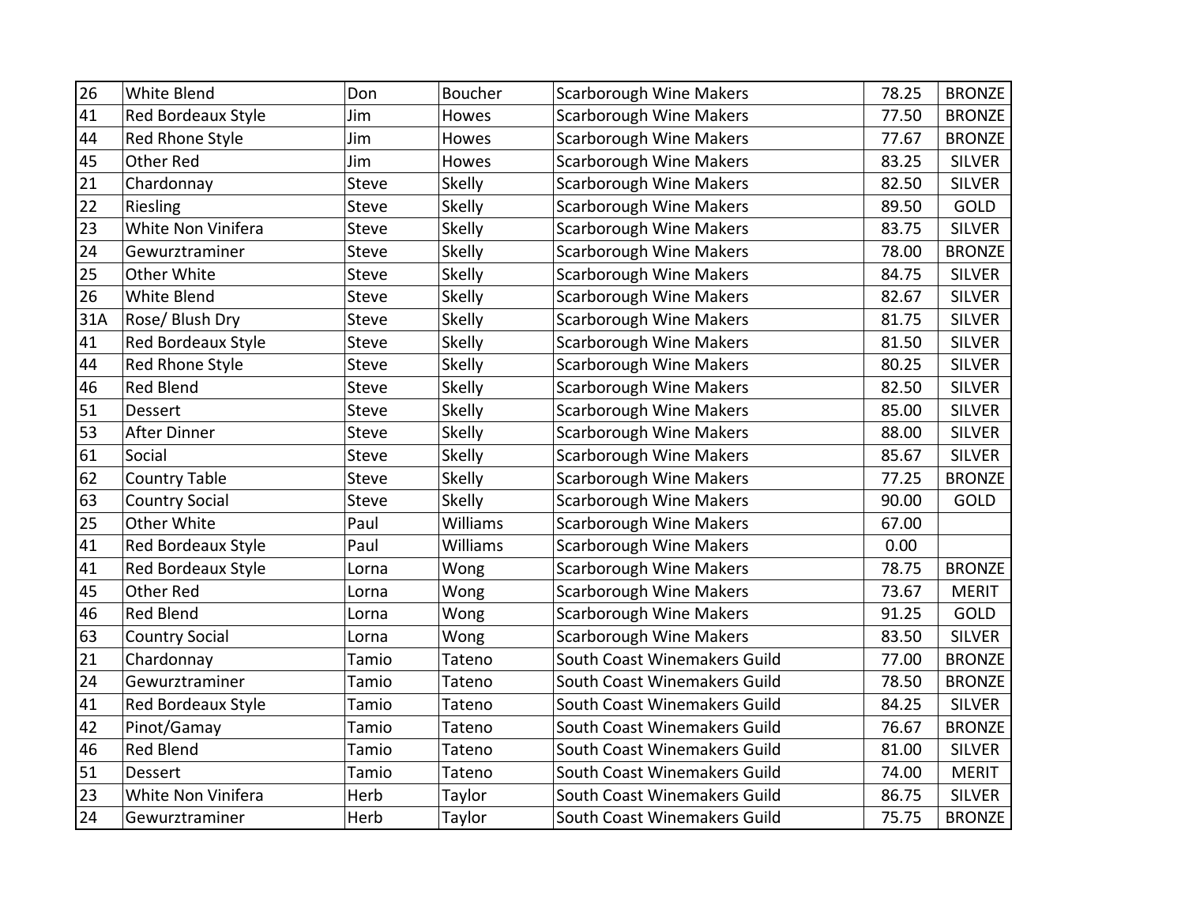| | | | | | | |
|---|---|---|---|---|---|---|
| 26 | White Blend | Don | Boucher | Scarborough Wine Makers | 78.25 | BRONZE |
| 41 | Red Bordeaux Style | Jim | Howes | Scarborough Wine Makers | 77.50 | BRONZE |
| 44 | Red Rhone Style | Jim | Howes | Scarborough Wine Makers | 77.67 | BRONZE |
| 45 | Other Red | Jim | Howes | Scarborough Wine Makers | 83.25 | SILVER |
| 21 | Chardonnay | Steve | Skelly | Scarborough Wine Makers | 82.50 | SILVER |
| 22 | Riesling | Steve | Skelly | Scarborough Wine Makers | 89.50 | GOLD |
| 23 | White Non Vinifera | Steve | Skelly | Scarborough Wine Makers | 83.75 | SILVER |
| 24 | Gewurztraminer | Steve | Skelly | Scarborough Wine Makers | 78.00 | BRONZE |
| 25 | Other White | Steve | Skelly | Scarborough Wine Makers | 84.75 | SILVER |
| 26 | White Blend | Steve | Skelly | Scarborough Wine Makers | 82.67 | SILVER |
| 31A | Rose/ Blush Dry | Steve | Skelly | Scarborough Wine Makers | 81.75 | SILVER |
| 41 | Red Bordeaux Style | Steve | Skelly | Scarborough Wine Makers | 81.50 | SILVER |
| 44 | Red Rhone Style | Steve | Skelly | Scarborough Wine Makers | 80.25 | SILVER |
| 46 | Red Blend | Steve | Skelly | Scarborough Wine Makers | 82.50 | SILVER |
| 51 | Dessert | Steve | Skelly | Scarborough Wine Makers | 85.00 | SILVER |
| 53 | After Dinner | Steve | Skelly | Scarborough Wine Makers | 88.00 | SILVER |
| 61 | Social | Steve | Skelly | Scarborough Wine Makers | 85.67 | SILVER |
| 62 | Country Table | Steve | Skelly | Scarborough Wine Makers | 77.25 | BRONZE |
| 63 | Country Social | Steve | Skelly | Scarborough Wine Makers | 90.00 | GOLD |
| 25 | Other White | Paul | Williams | Scarborough Wine Makers | 67.00 | |
| 41 | Red Bordeaux Style | Paul | Williams | Scarborough Wine Makers | 0.00 | |
| 41 | Red Bordeaux Style | Lorna | Wong | Scarborough Wine Makers | 78.75 | BRONZE |
| 45 | Other Red | Lorna | Wong | Scarborough Wine Makers | 73.67 | MERIT |
| 46 | Red Blend | Lorna | Wong | Scarborough Wine Makers | 91.25 | GOLD |
| 63 | Country Social | Lorna | Wong | Scarborough Wine Makers | 83.50 | SILVER |
| 21 | Chardonnay | Tamio | Tateno | South Coast Winemakers Guild | 77.00 | BRONZE |
| 24 | Gewurztraminer | Tamio | Tateno | South Coast Winemakers Guild | 78.50 | BRONZE |
| 41 | Red Bordeaux Style | Tamio | Tateno | South Coast Winemakers Guild | 84.25 | SILVER |
| 42 | Pinot/Gamay | Tamio | Tateno | South Coast Winemakers Guild | 76.67 | BRONZE |
| 46 | Red Blend | Tamio | Tateno | South Coast Winemakers Guild | 81.00 | SILVER |
| 51 | Dessert | Tamio | Tateno | South Coast Winemakers Guild | 74.00 | MERIT |
| 23 | White Non Vinifera | Herb | Taylor | South Coast Winemakers Guild | 86.75 | SILVER |
| 24 | Gewurztraminer | Herb | Taylor | South Coast Winemakers Guild | 75.75 | BRONZE |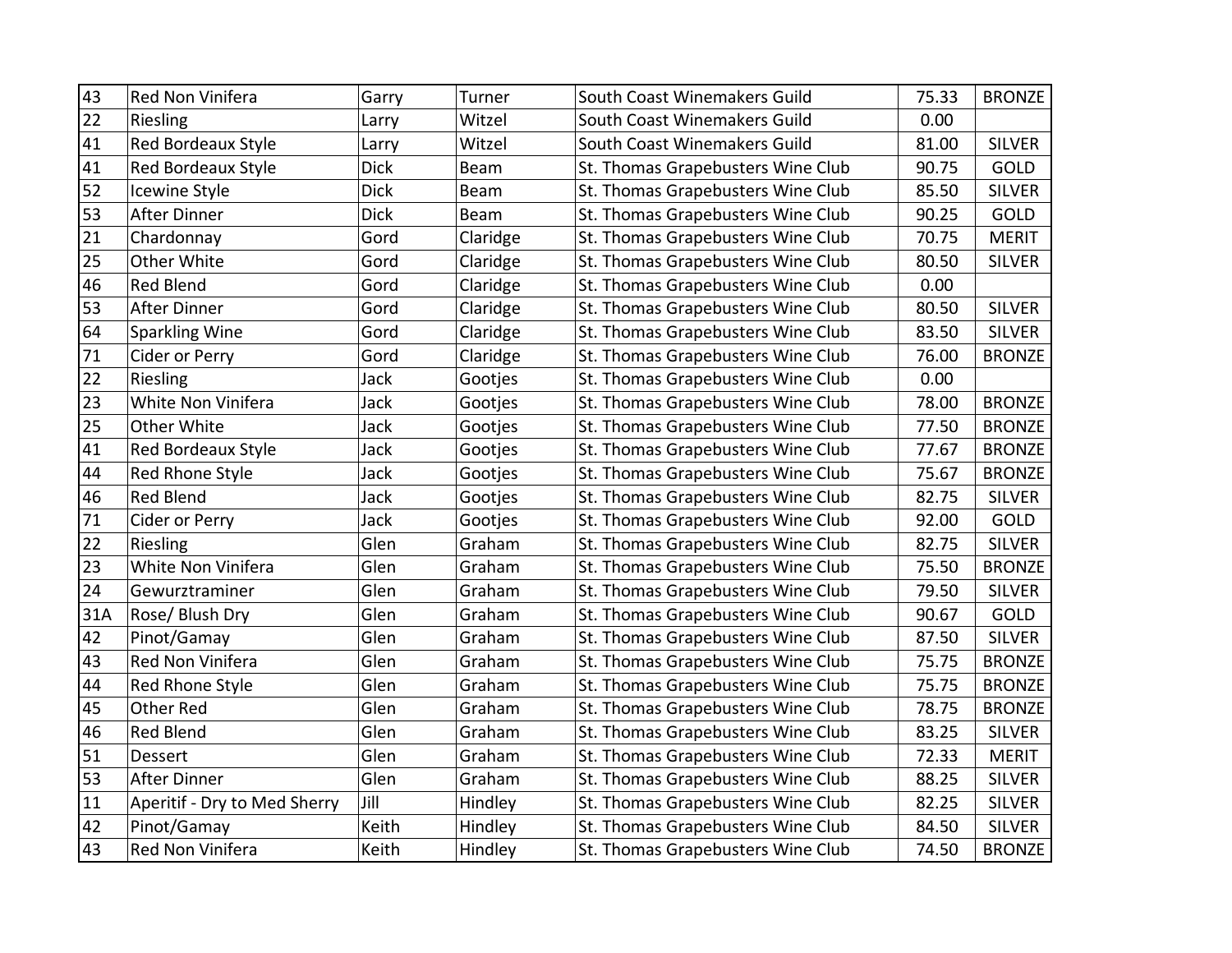| | | | | | | |
|---|---|---|---|---|---|---|
| 43 | Red Non Vinifera | Garry | Turner | South Coast Winemakers Guild | 75.33 | BRONZE |
| 22 | Riesling | Larry | Witzel | South Coast Winemakers Guild | 0.00 | |
| 41 | Red Bordeaux Style | Larry | Witzel | South Coast Winemakers Guild | 81.00 | SILVER |
| 41 | Red Bordeaux Style | Dick | Beam | St. Thomas Grapebusters Wine Club | 90.75 | GOLD |
| 52 | Icewine Style | Dick | Beam | St. Thomas Grapebusters Wine Club | 85.50 | SILVER |
| 53 | After Dinner | Dick | Beam | St. Thomas Grapebusters Wine Club | 90.25 | GOLD |
| 21 | Chardonnay | Gord | Claridge | St. Thomas Grapebusters Wine Club | 70.75 | MERIT |
| 25 | Other White | Gord | Claridge | St. Thomas Grapebusters Wine Club | 80.50 | SILVER |
| 46 | Red Blend | Gord | Claridge | St. Thomas Grapebusters Wine Club | 0.00 | |
| 53 | After Dinner | Gord | Claridge | St. Thomas Grapebusters Wine Club | 80.50 | SILVER |
| 64 | Sparkling Wine | Gord | Claridge | St. Thomas Grapebusters Wine Club | 83.50 | SILVER |
| 71 | Cider or Perry | Gord | Claridge | St. Thomas Grapebusters Wine Club | 76.00 | BRONZE |
| 22 | Riesling | Jack | Gootjes | St. Thomas Grapebusters Wine Club | 0.00 | |
| 23 | White Non Vinifera | Jack | Gootjes | St. Thomas Grapebusters Wine Club | 78.00 | BRONZE |
| 25 | Other White | Jack | Gootjes | St. Thomas Grapebusters Wine Club | 77.50 | BRONZE |
| 41 | Red Bordeaux Style | Jack | Gootjes | St. Thomas Grapebusters Wine Club | 77.67 | BRONZE |
| 44 | Red Rhone Style | Jack | Gootjes | St. Thomas Grapebusters Wine Club | 75.67 | BRONZE |
| 46 | Red Blend | Jack | Gootjes | St. Thomas Grapebusters Wine Club | 82.75 | SILVER |
| 71 | Cider or Perry | Jack | Gootjes | St. Thomas Grapebusters Wine Club | 92.00 | GOLD |
| 22 | Riesling | Glen | Graham | St. Thomas Grapebusters Wine Club | 82.75 | SILVER |
| 23 | White Non Vinifera | Glen | Graham | St. Thomas Grapebusters Wine Club | 75.50 | BRONZE |
| 24 | Gewurztraminer | Glen | Graham | St. Thomas Grapebusters Wine Club | 79.50 | SILVER |
| 31A | Rose/ Blush Dry | Glen | Graham | St. Thomas Grapebusters Wine Club | 90.67 | GOLD |
| 42 | Pinot/Gamay | Glen | Graham | St. Thomas Grapebusters Wine Club | 87.50 | SILVER |
| 43 | Red Non Vinifera | Glen | Graham | St. Thomas Grapebusters Wine Club | 75.75 | BRONZE |
| 44 | Red Rhone Style | Glen | Graham | St. Thomas Grapebusters Wine Club | 75.75 | BRONZE |
| 45 | Other Red | Glen | Graham | St. Thomas Grapebusters Wine Club | 78.75 | BRONZE |
| 46 | Red Blend | Glen | Graham | St. Thomas Grapebusters Wine Club | 83.25 | SILVER |
| 51 | Dessert | Glen | Graham | St. Thomas Grapebusters Wine Club | 72.33 | MERIT |
| 53 | After Dinner | Glen | Graham | St. Thomas Grapebusters Wine Club | 88.25 | SILVER |
| 11 | Aperitif - Dry to Med Sherry | Jill | Hindley | St. Thomas Grapebusters Wine Club | 82.25 | SILVER |
| 42 | Pinot/Gamay | Keith | Hindley | St. Thomas Grapebusters Wine Club | 84.50 | SILVER |
| 43 | Red Non Vinifera | Keith | Hindley | St. Thomas Grapebusters Wine Club | 74.50 | BRONZE |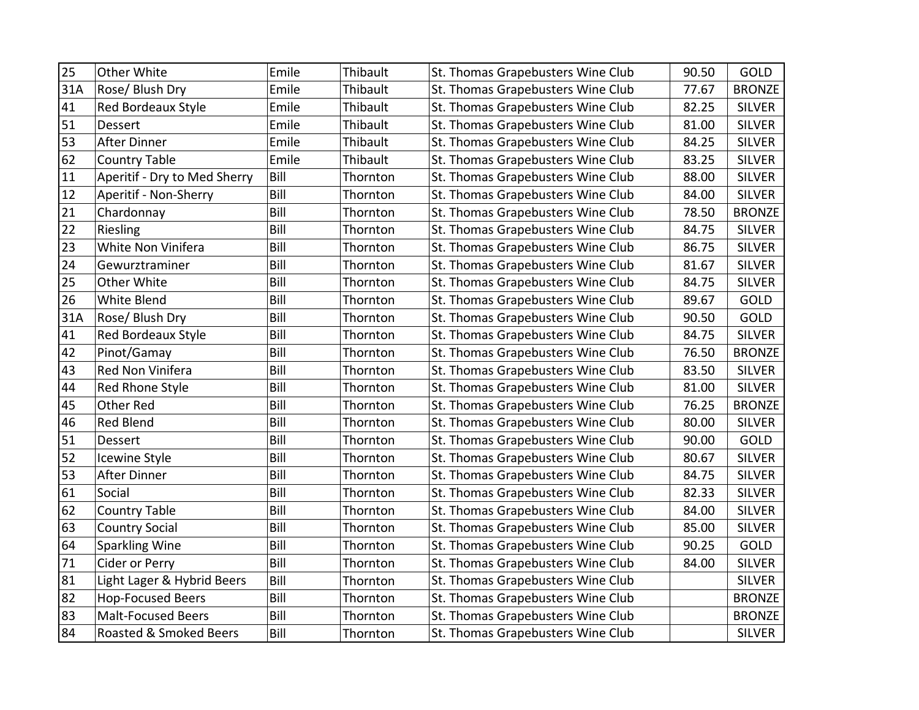| 25 | Other White | Emile | Thibault | St. Thomas Grapebusters Wine Club | 90.50 | GOLD |
|---|---|---|---|---|---|---|
| 31A | Rose/ Blush Dry | Emile | Thibault | St. Thomas Grapebusters Wine Club | 77.67 | BRONZE |
| 41 | Red Bordeaux Style | Emile | Thibault | St. Thomas Grapebusters Wine Club | 82.25 | SILVER |
| 51 | Dessert | Emile | Thibault | St. Thomas Grapebusters Wine Club | 81.00 | SILVER |
| 53 | After Dinner | Emile | Thibault | St. Thomas Grapebusters Wine Club | 84.25 | SILVER |
| 62 | Country Table | Emile | Thibault | St. Thomas Grapebusters Wine Club | 83.25 | SILVER |
| 11 | Aperitif - Dry to Med Sherry | Bill | Thornton | St. Thomas Grapebusters Wine Club | 88.00 | SILVER |
| 12 | Aperitif - Non-Sherry | Bill | Thornton | St. Thomas Grapebusters Wine Club | 84.00 | SILVER |
| 21 | Chardonnay | Bill | Thornton | St. Thomas Grapebusters Wine Club | 78.50 | BRONZE |
| 22 | Riesling | Bill | Thornton | St. Thomas Grapebusters Wine Club | 84.75 | SILVER |
| 23 | White Non Vinifera | Bill | Thornton | St. Thomas Grapebusters Wine Club | 86.75 | SILVER |
| 24 | Gewurztraminer | Bill | Thornton | St. Thomas Grapebusters Wine Club | 81.67 | SILVER |
| 25 | Other White | Bill | Thornton | St. Thomas Grapebusters Wine Club | 84.75 | SILVER |
| 26 | White Blend | Bill | Thornton | St. Thomas Grapebusters Wine Club | 89.67 | GOLD |
| 31A | Rose/ Blush Dry | Bill | Thornton | St. Thomas Grapebusters Wine Club | 90.50 | GOLD |
| 41 | Red Bordeaux Style | Bill | Thornton | St. Thomas Grapebusters Wine Club | 84.75 | SILVER |
| 42 | Pinot/Gamay | Bill | Thornton | St. Thomas Grapebusters Wine Club | 76.50 | BRONZE |
| 43 | Red Non Vinifera | Bill | Thornton | St. Thomas Grapebusters Wine Club | 83.50 | SILVER |
| 44 | Red Rhone Style | Bill | Thornton | St. Thomas Grapebusters Wine Club | 81.00 | SILVER |
| 45 | Other Red | Bill | Thornton | St. Thomas Grapebusters Wine Club | 76.25 | BRONZE |
| 46 | Red Blend | Bill | Thornton | St. Thomas Grapebusters Wine Club | 80.00 | SILVER |
| 51 | Dessert | Bill | Thornton | St. Thomas Grapebusters Wine Club | 90.00 | GOLD |
| 52 | Icewine Style | Bill | Thornton | St. Thomas Grapebusters Wine Club | 80.67 | SILVER |
| 53 | After Dinner | Bill | Thornton | St. Thomas Grapebusters Wine Club | 84.75 | SILVER |
| 61 | Social | Bill | Thornton | St. Thomas Grapebusters Wine Club | 82.33 | SILVER |
| 62 | Country Table | Bill | Thornton | St. Thomas Grapebusters Wine Club | 84.00 | SILVER |
| 63 | Country Social | Bill | Thornton | St. Thomas Grapebusters Wine Club | 85.00 | SILVER |
| 64 | Sparkling Wine | Bill | Thornton | St. Thomas Grapebusters Wine Club | 90.25 | GOLD |
| 71 | Cider or Perry | Bill | Thornton | St. Thomas Grapebusters Wine Club | 84.00 | SILVER |
| 81 | Light Lager & Hybrid Beers | Bill | Thornton | St. Thomas Grapebusters Wine Club | | SILVER |
| 82 | Hop-Focused Beers | Bill | Thornton | St. Thomas Grapebusters Wine Club | | BRONZE |
| 83 | Malt-Focused Beers | Bill | Thornton | St. Thomas Grapebusters Wine Club | | BRONZE |
| 84 | Roasted & Smoked Beers | Bill | Thornton | St. Thomas Grapebusters Wine Club | | SILVER |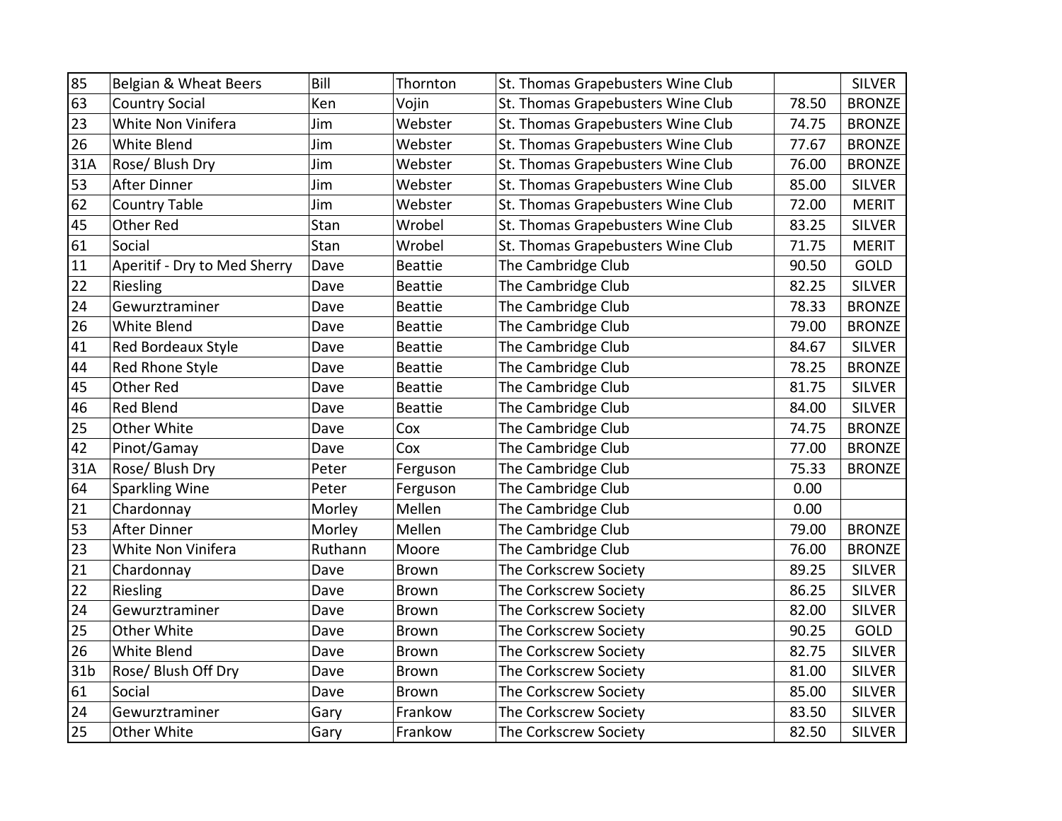| | | | | | | |
|---|---|---|---|---|---|---|
| 85 | Belgian & Wheat Beers | Bill | Thornton | St. Thomas Grapebusters Wine Club | | SILVER |
| 63 | Country Social | Ken | Vojin | St. Thomas Grapebusters Wine Club | 78.50 | BRONZE |
| 23 | White Non Vinifera | Jim | Webster | St. Thomas Grapebusters Wine Club | 74.75 | BRONZE |
| 26 | White Blend | Jim | Webster | St. Thomas Grapebusters Wine Club | 77.67 | BRONZE |
| 31A | Rose/ Blush Dry | Jim | Webster | St. Thomas Grapebusters Wine Club | 76.00 | BRONZE |
| 53 | After Dinner | Jim | Webster | St. Thomas Grapebusters Wine Club | 85.00 | SILVER |
| 62 | Country Table | Jim | Webster | St. Thomas Grapebusters Wine Club | 72.00 | MERIT |
| 45 | Other Red | Stan | Wrobel | St. Thomas Grapebusters Wine Club | 83.25 | SILVER |
| 61 | Social | Stan | Wrobel | St. Thomas Grapebusters Wine Club | 71.75 | MERIT |
| 11 | Aperitif - Dry to Med Sherry | Dave | Beattie | The Cambridge Club | 90.50 | GOLD |
| 22 | Riesling | Dave | Beattie | The Cambridge Club | 82.25 | SILVER |
| 24 | Gewurztraminer | Dave | Beattie | The Cambridge Club | 78.33 | BRONZE |
| 26 | White Blend | Dave | Beattie | The Cambridge Club | 79.00 | BRONZE |
| 41 | Red Bordeaux Style | Dave | Beattie | The Cambridge Club | 84.67 | SILVER |
| 44 | Red Rhone Style | Dave | Beattie | The Cambridge Club | 78.25 | BRONZE |
| 45 | Other Red | Dave | Beattie | The Cambridge Club | 81.75 | SILVER |
| 46 | Red Blend | Dave | Beattie | The Cambridge Club | 84.00 | SILVER |
| 25 | Other White | Dave | Cox | The Cambridge Club | 74.75 | BRONZE |
| 42 | Pinot/Gamay | Dave | Cox | The Cambridge Club | 77.00 | BRONZE |
| 31A | Rose/ Blush Dry | Peter | Ferguson | The Cambridge Club | 75.33 | BRONZE |
| 64 | Sparkling Wine | Peter | Ferguson | The Cambridge Club | 0.00 | |
| 21 | Chardonnay | Morley | Mellen | The Cambridge Club | 0.00 | |
| 53 | After Dinner | Morley | Mellen | The Cambridge Club | 79.00 | BRONZE |
| 23 | White Non Vinifera | Ruthann | Moore | The Cambridge Club | 76.00 | BRONZE |
| 21 | Chardonnay | Dave | Brown | The Corkscrew Society | 89.25 | SILVER |
| 22 | Riesling | Dave | Brown | The Corkscrew Society | 86.25 | SILVER |
| 24 | Gewurztraminer | Dave | Brown | The Corkscrew Society | 82.00 | SILVER |
| 25 | Other White | Dave | Brown | The Corkscrew Society | 90.25 | GOLD |
| 26 | White Blend | Dave | Brown | The Corkscrew Society | 82.75 | SILVER |
| 31b | Rose/ Blush Off Dry | Dave | Brown | The Corkscrew Society | 81.00 | SILVER |
| 61 | Social | Dave | Brown | The Corkscrew Society | 85.00 | SILVER |
| 24 | Gewurztraminer | Gary | Frankow | The Corkscrew Society | 83.50 | SILVER |
| 25 | Other White | Gary | Frankow | The Corkscrew Society | 82.50 | SILVER |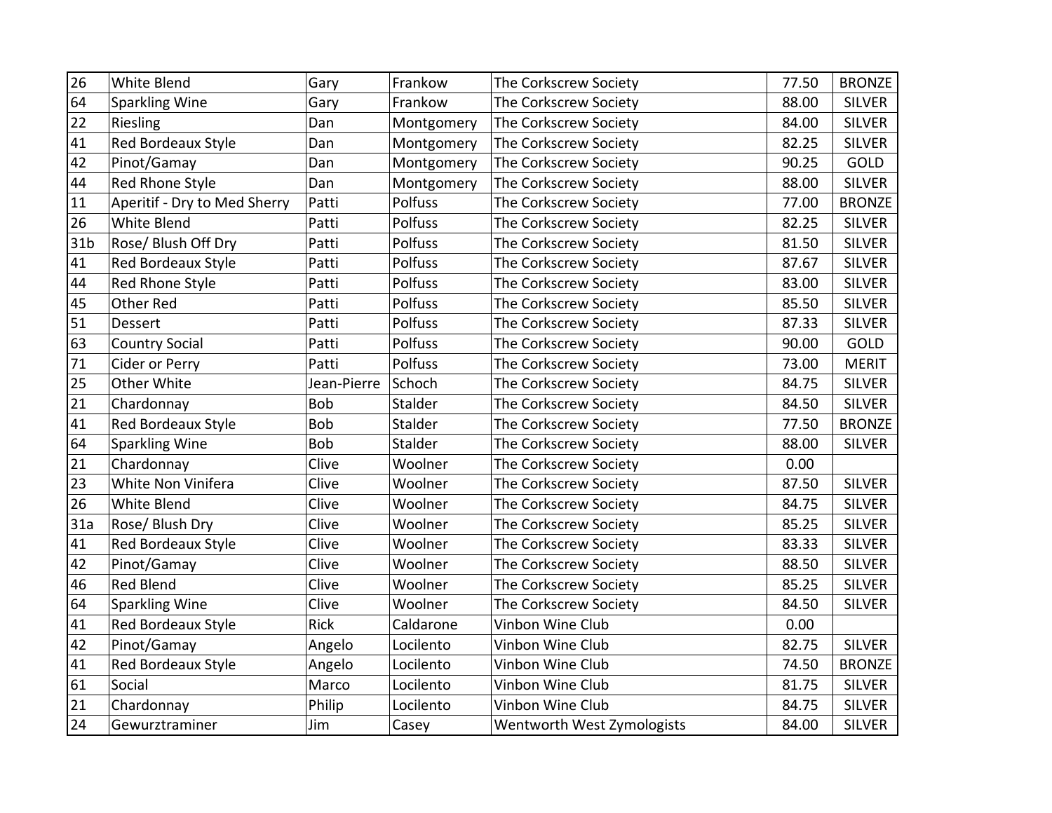|  |  |  |  |  |  |  |
|---|---|---|---|---|---|---|
| 26 | White Blend | Gary | Frankow | The Corkscrew Society | 77.50 | BRONZE |
| 64 | Sparkling Wine | Gary | Frankow | The Corkscrew Society | 88.00 | SILVER |
| 22 | Riesling | Dan | Montgomery | The Corkscrew Society | 84.00 | SILVER |
| 41 | Red Bordeaux Style | Dan | Montgomery | The Corkscrew Society | 82.25 | SILVER |
| 42 | Pinot/Gamay | Dan | Montgomery | The Corkscrew Society | 90.25 | GOLD |
| 44 | Red Rhone Style | Dan | Montgomery | The Corkscrew Society | 88.00 | SILVER |
| 11 | Aperitif - Dry to Med Sherry | Patti | Polfuss | The Corkscrew Society | 77.00 | BRONZE |
| 26 | White Blend | Patti | Polfuss | The Corkscrew Society | 82.25 | SILVER |
| 31b | Rose/ Blush Off Dry | Patti | Polfuss | The Corkscrew Society | 81.50 | SILVER |
| 41 | Red Bordeaux Style | Patti | Polfuss | The Corkscrew Society | 87.67 | SILVER |
| 44 | Red Rhone Style | Patti | Polfuss | The Corkscrew Society | 83.00 | SILVER |
| 45 | Other Red | Patti | Polfuss | The Corkscrew Society | 85.50 | SILVER |
| 51 | Dessert | Patti | Polfuss | The Corkscrew Society | 87.33 | SILVER |
| 63 | Country Social | Patti | Polfuss | The Corkscrew Society | 90.00 | GOLD |
| 71 | Cider or Perry | Patti | Polfuss | The Corkscrew Society | 73.00 | MERIT |
| 25 | Other White | Jean-Pierre | Schoch | The Corkscrew Society | 84.75 | SILVER |
| 21 | Chardonnay | Bob | Stalder | The Corkscrew Society | 84.50 | SILVER |
| 41 | Red Bordeaux Style | Bob | Stalder | The Corkscrew Society | 77.50 | BRONZE |
| 64 | Sparkling Wine | Bob | Stalder | The Corkscrew Society | 88.00 | SILVER |
| 21 | Chardonnay | Clive | Woolner | The Corkscrew Society | 0.00 |  |
| 23 | White Non Vinifera | Clive | Woolner | The Corkscrew Society | 87.50 | SILVER |
| 26 | White Blend | Clive | Woolner | The Corkscrew Society | 84.75 | SILVER |
| 31a | Rose/ Blush Dry | Clive | Woolner | The Corkscrew Society | 85.25 | SILVER |
| 41 | Red Bordeaux Style | Clive | Woolner | The Corkscrew Society | 83.33 | SILVER |
| 42 | Pinot/Gamay | Clive | Woolner | The Corkscrew Society | 88.50 | SILVER |
| 46 | Red Blend | Clive | Woolner | The Corkscrew Society | 85.25 | SILVER |
| 64 | Sparkling Wine | Clive | Woolner | The Corkscrew Society | 84.50 | SILVER |
| 41 | Red Bordeaux Style | Rick | Caldarone | Vinbon Wine Club | 0.00 |  |
| 42 | Pinot/Gamay | Angelo | Locilento | Vinbon Wine Club | 82.75 | SILVER |
| 41 | Red Bordeaux Style | Angelo | Locilento | Vinbon Wine Club | 74.50 | BRONZE |
| 61 | Social | Marco | Locilento | Vinbon Wine Club | 81.75 | SILVER |
| 21 | Chardonnay | Philip | Locilento | Vinbon Wine Club | 84.75 | SILVER |
| 24 | Gewurztraminer | Jim | Casey | Wentworth West Zymologists | 84.00 | SILVER |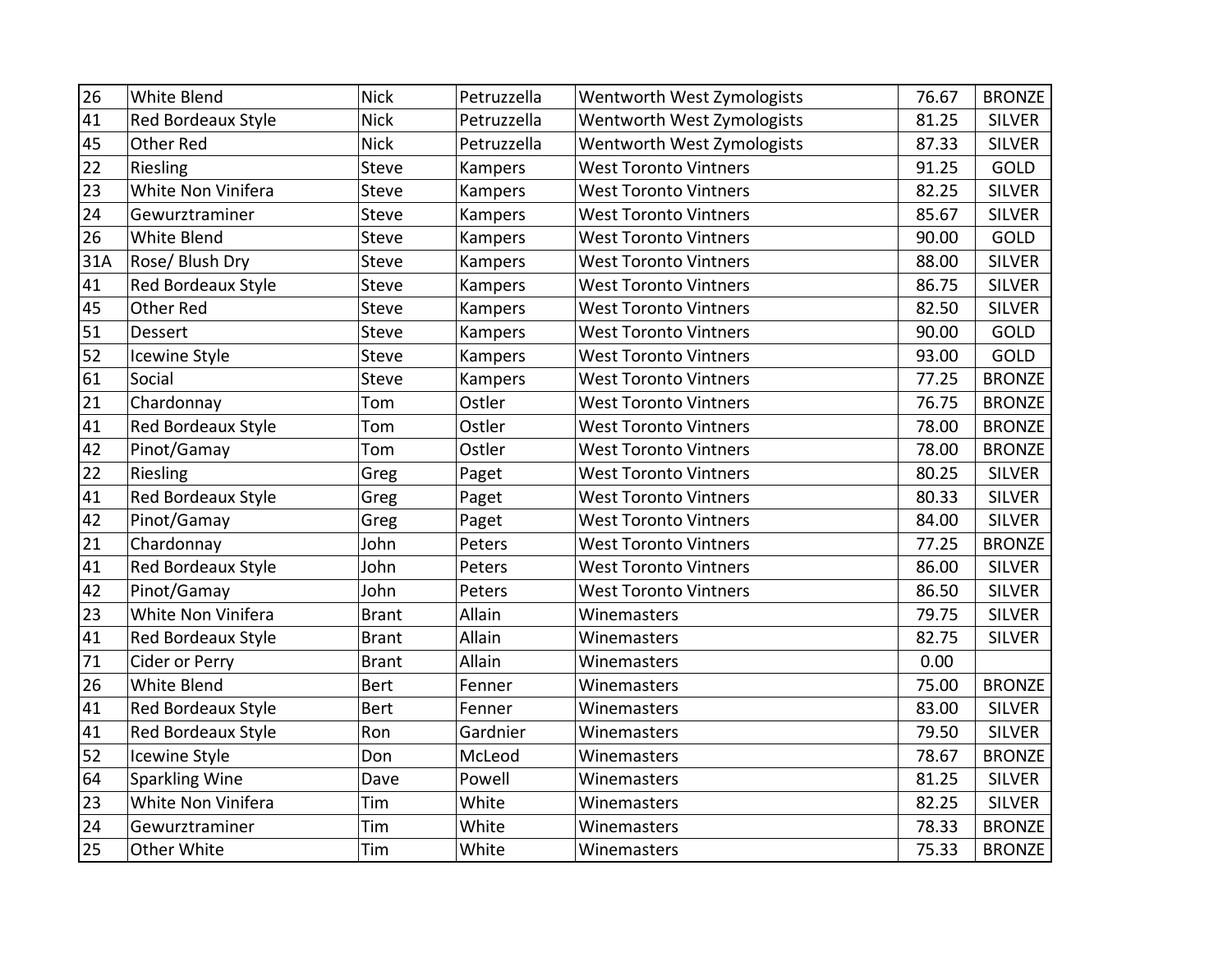| 26 | White Blend | Nick | Petruzzella | Wentworth West Zymologists | 76.67 | BRONZE |
|---|---|---|---|---|---|---|
| 41 | Red Bordeaux Style | Nick | Petruzzella | Wentworth West Zymologists | 81.25 | SILVER |
| 45 | Other Red | Nick | Petruzzella | Wentworth West Zymologists | 87.33 | SILVER |
| 22 | Riesling | Steve | Kampers | West Toronto Vintners | 91.25 | GOLD |
| 23 | White Non Vinifera | Steve | Kampers | West Toronto Vintners | 82.25 | SILVER |
| 24 | Gewurztraminer | Steve | Kampers | West Toronto Vintners | 85.67 | SILVER |
| 26 | White Blend | Steve | Kampers | West Toronto Vintners | 90.00 | GOLD |
| 31A | Rose/ Blush Dry | Steve | Kampers | West Toronto Vintners | 88.00 | SILVER |
| 41 | Red Bordeaux Style | Steve | Kampers | West Toronto Vintners | 86.75 | SILVER |
| 45 | Other Red | Steve | Kampers | West Toronto Vintners | 82.50 | SILVER |
| 51 | Dessert | Steve | Kampers | West Toronto Vintners | 90.00 | GOLD |
| 52 | Icewine Style | Steve | Kampers | West Toronto Vintners | 93.00 | GOLD |
| 61 | Social | Steve | Kampers | West Toronto Vintners | 77.25 | BRONZE |
| 21 | Chardonnay | Tom | Ostler | West Toronto Vintners | 76.75 | BRONZE |
| 41 | Red Bordeaux Style | Tom | Ostler | West Toronto Vintners | 78.00 | BRONZE |
| 42 | Pinot/Gamay | Tom | Ostler | West Toronto Vintners | 78.00 | BRONZE |
| 22 | Riesling | Greg | Paget | West Toronto Vintners | 80.25 | SILVER |
| 41 | Red Bordeaux Style | Greg | Paget | West Toronto Vintners | 80.33 | SILVER |
| 42 | Pinot/Gamay | Greg | Paget | West Toronto Vintners | 84.00 | SILVER |
| 21 | Chardonnay | John | Peters | West Toronto Vintners | 77.25 | BRONZE |
| 41 | Red Bordeaux Style | John | Peters | West Toronto Vintners | 86.00 | SILVER |
| 42 | Pinot/Gamay | John | Peters | West Toronto Vintners | 86.50 | SILVER |
| 23 | White Non Vinifera | Brant | Allain | Winemasters | 79.75 | SILVER |
| 41 | Red Bordeaux Style | Brant | Allain | Winemasters | 82.75 | SILVER |
| 71 | Cider or Perry | Brant | Allain | Winemasters | 0.00 | |
| 26 | White Blend | Bert | Fenner | Winemasters | 75.00 | BRONZE |
| 41 | Red Bordeaux Style | Bert | Fenner | Winemasters | 83.00 | SILVER |
| 41 | Red Bordeaux Style | Ron | Gardnier | Winemasters | 79.50 | SILVER |
| 52 | Icewine Style | Don | McLeod | Winemasters | 78.67 | BRONZE |
| 64 | Sparkling Wine | Dave | Powell | Winemasters | 81.25 | SILVER |
| 23 | White Non Vinifera | Tim | White | Winemasters | 82.25 | SILVER |
| 24 | Gewurztraminer | Tim | White | Winemasters | 78.33 | BRONZE |
| 25 | Other White | Tim | White | Winemasters | 75.33 | BRONZE |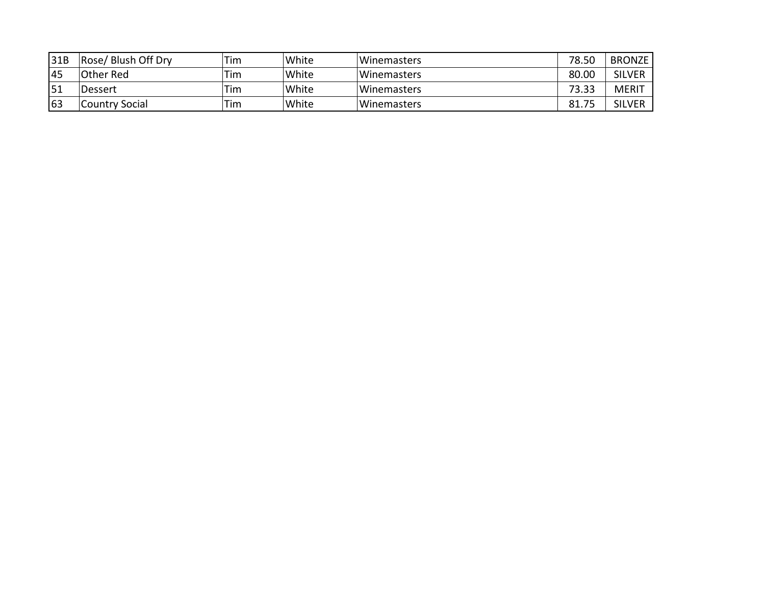| | | | | | | |
|---|---|---|---|---|---|---|
| 31B | Rose/ Blush Off Dry | Tim | White | Winemasters | 78.50 | BRONZE |
| 45 | Other Red | Tim | White | Winemasters | 80.00 | SILVER |
| 51 | Dessert | Tim | White | Winemasters | 73.33 | MERIT |
| 63 | Country Social | Tim | White | Winemasters | 81.75 | SILVER |